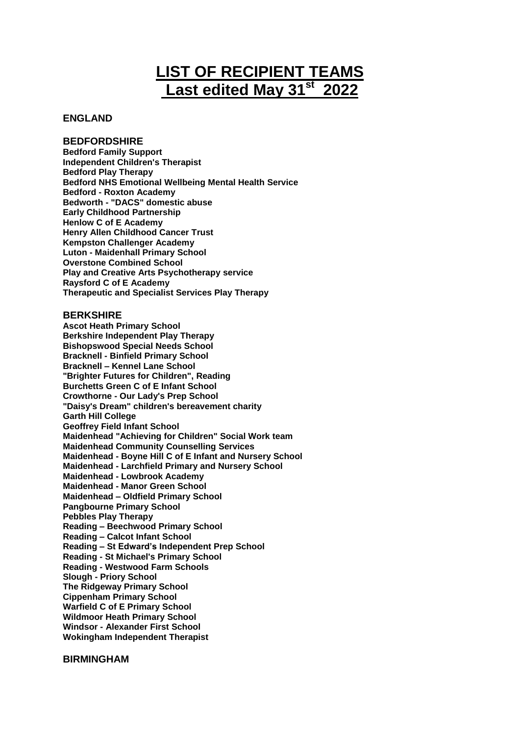# LIST OF RECIPIENT TEAMS
## Last edited May 31st 2022

## ENGLAND

### BEDFORDSHIRE

**Bedford Family Support**
**Independent Children's Therapist**
**Bedford Play Therapy**
**Bedford NHS Emotional Wellbeing Mental Health Service**
**Bedford - Roxton Academy**
**Bedworth - "DACS" domestic abuse**
**Early Childhood Partnership**
**Henlow C of E Academy**
**Henry Allen Childhood Cancer Trust**
**Kempston Challenger Academy**
**Luton - Maidenhall Primary School**
**Overstone Combined School**
**Play and Creative Arts Psychotherapy service**
**Raysford C of E Academy**
**Therapeutic and Specialist Services Play Therapy**

### BERKSHIRE

**Ascot Heath Primary School**
**Berkshire Independent Play Therapy**
**Bishopswood Special Needs School**
**Bracknell - Binfield Primary School**
**Bracknell – Kennel Lane School**
**"Brighter Futures for Children", Reading**
**Burchetts Green C of E Infant School**
**Crowthorne - Our Lady's Prep School**
**"Daisy's Dream" children's bereavement charity**
**Garth Hill College**
**Geoffrey Field Infant School**
**Maidenhead "Achieving for Children" Social Work team**
**Maidenhead Community Counselling Services**
**Maidenhead - Boyne Hill C of E Infant and Nursery School**
**Maidenhead - Larchfield Primary and Nursery School**
**Maidenhead - Lowbrook Academy**
**Maidenhead - Manor Green School**
**Maidenhead – Oldfield Primary School**
**Pangbourne Primary School**
**Pebbles Play Therapy**
**Reading – Beechwood Primary School**
**Reading – Calcot Infant School**
**Reading – St Edward's Independent Prep School**
**Reading - St Michael's Primary School**
**Reading - Westwood Farm Schools**
**Slough - Priory School**
**The Ridgeway Primary School**
**Cippenham Primary School**
**Warfield C of E Primary School**
**Wildmoor Heath Primary School**
**Windsor - Alexander First School**
**Wokingham Independent Therapist**

### BIRMINGHAM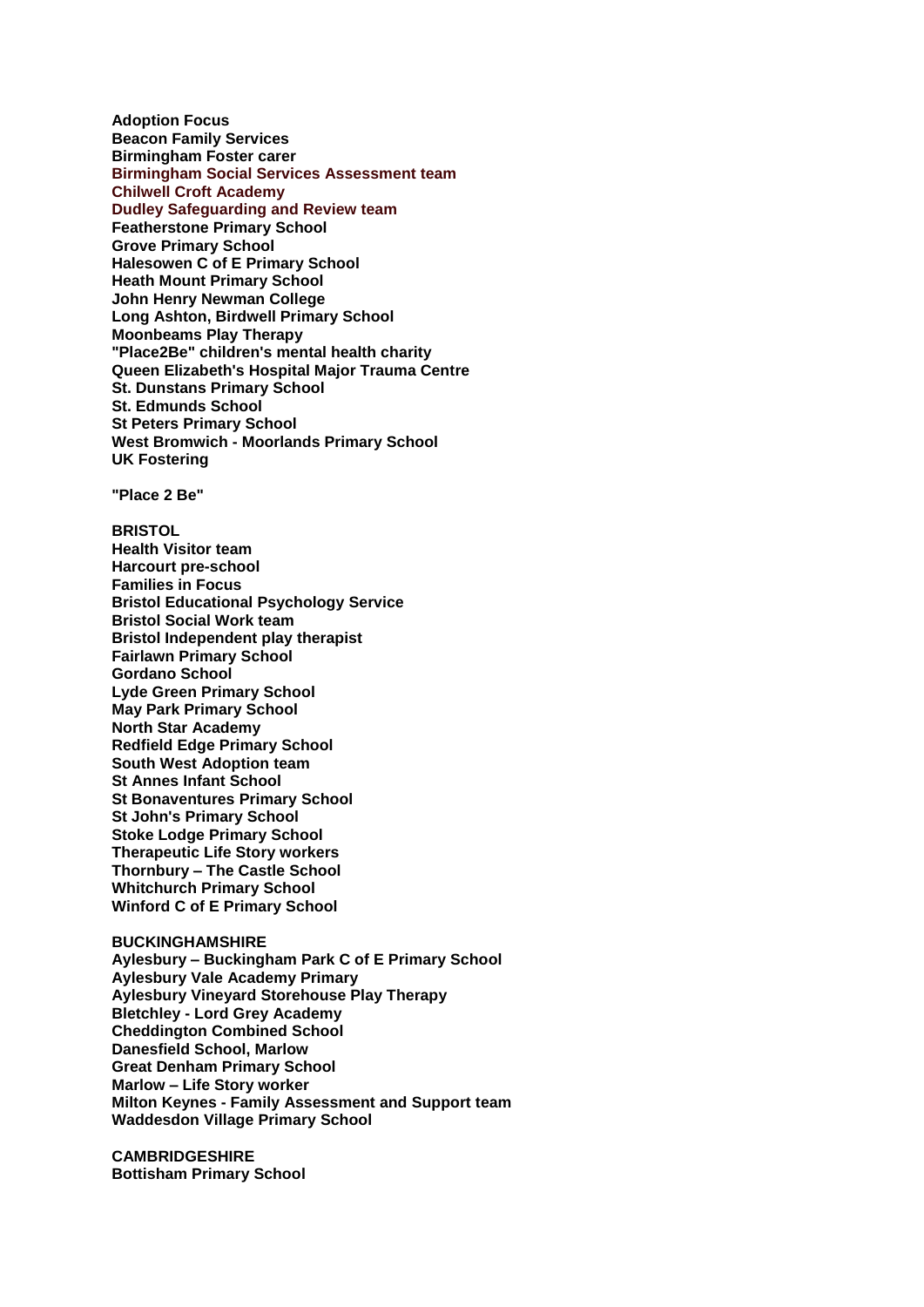**Adoption Focus**
**Beacon Family Services**
**Birmingham Foster carer**
**Birmingham Social Services Assessment team**
**Chilwell Croft Academy**
**Dudley Safeguarding and Review team**
**Featherstone Primary School**
**Grove Primary School**
**Halesowen C of E Primary School**
**Heath Mount Primary School**
**John Henry Newman College**
**Long Ashton, Birdwell Primary School**
**Moonbeams Play Therapy**
**"Place2Be" children's mental health charity**
**Queen Elizabeth's Hospital Major Trauma Centre**
**St. Dunstans Primary School**
**St. Edmunds School**
**St Peters Primary School**
**West Bromwich - Moorlands Primary School**
**UK Fostering**

**"Place 2 Be"**

**BRISTOL**
**Health Visitor team**
**Harcourt pre-school**
**Families in Focus**
**Bristol Educational Psychology Service**
**Bristol Social Work team**
**Bristol Independent play therapist**
**Fairlawn Primary School**
**Gordano School**
**Lyde Green Primary School**
**May Park Primary School**
**North Star Academy**
**Redfield Edge Primary School**
**South West Adoption team**
**St Annes Infant School**
**St Bonaventures Primary School**
**St John's Primary School**
**Stoke Lodge Primary School**
**Therapeutic Life Story workers**
**Thornbury – The Castle School**
**Whitchurch Primary School**
**Winford C of E Primary School**

**BUCKINGHAMSHIRE**
**Aylesbury – Buckingham Park C of E Primary School**
**Aylesbury Vale Academy Primary**
**Aylesbury Vineyard Storehouse Play Therapy**
**Bletchley - Lord Grey Academy**
**Cheddington Combined School**
**Danesfield School, Marlow**
**Great Denham Primary School**
**Marlow – Life Story worker**
**Milton Keynes - Family Assessment and Support team**
**Waddesdon Village Primary School**

**CAMBRIDGESHIRE**
**Bottisham Primary School**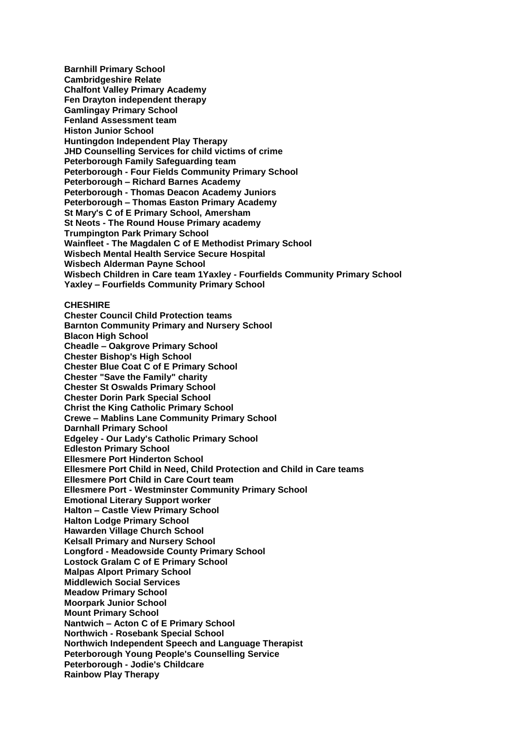**Barnhill Primary School**
**Cambridgeshire Relate**
**Chalfont Valley Primary Academy**
**Fen Drayton independent therapy**
**Gamlingay Primary School**
**Fenland Assessment team**
**Histon Junior School**
**Huntingdon Independent Play Therapy**
**JHD Counselling Services for child victims of crime**
**Peterborough Family Safeguarding team**
**Peterborough - Four Fields Community Primary School**
**Peterborough – Richard Barnes Academy**
**Peterborough - Thomas Deacon Academy Juniors**
**Peterborough – Thomas Easton Primary Academy**
**St Mary's C of E Primary School, Amersham**
**St Neots - The Round House Primary academy**
**Trumpington Park Primary School**
**Wainfleet - The Magdalen C of E Methodist Primary School**
**Wisbech Mental Health Service Secure Hospital**
**Wisbech Alderman Payne School**
**Wisbech Children in Care team 1Yaxley - Fourfields Community Primary School**
**Yaxley – Fourfields Community Primary School**

**CHESHIRE**

**Chester Council Child Protection teams**
**Barnton Community Primary and Nursery School**
**Blacon High School**
**Cheadle – Oakgrove Primary School**
**Chester Bishop's High School**
**Chester Blue Coat C of E Primary School**
**Chester "Save the Family" charity**
**Chester St Oswalds Primary School**
**Chester Dorin Park Special School**
**Christ the King Catholic Primary School**
**Crewe – Mablins Lane Community Primary School**
**Darnhall Primary School**
**Edgeley - Our Lady's Catholic Primary School**
**Edleston Primary School**
**Ellesmere Port Hinderton School**
**Ellesmere Port Child in Need, Child Protection and Child in Care teams**
**Ellesmere Port Child in Care Court team**
**Ellesmere Port - Westminster Community Primary School**
**Emotional Literary Support worker**
**Halton – Castle View Primary School**
**Halton Lodge Primary School**
**Hawarden Village Church School**
**Kelsall Primary and Nursery School**
**Longford - Meadowside County Primary School**
**Lostock Gralam C of E Primary School**
**Malpas Alport Primary School**
**Middlewich Social Services**
**Meadow Primary School**
**Moorpark Junior School**
**Mount Primary School**
**Nantwich – Acton C of E Primary School**
**Northwich - Rosebank Special School**
**Northwich Independent Speech and Language Therapist**
**Peterborough Young People's Counselling Service**
**Peterborough - Jodie's Childcare**
**Rainbow Play Therapy**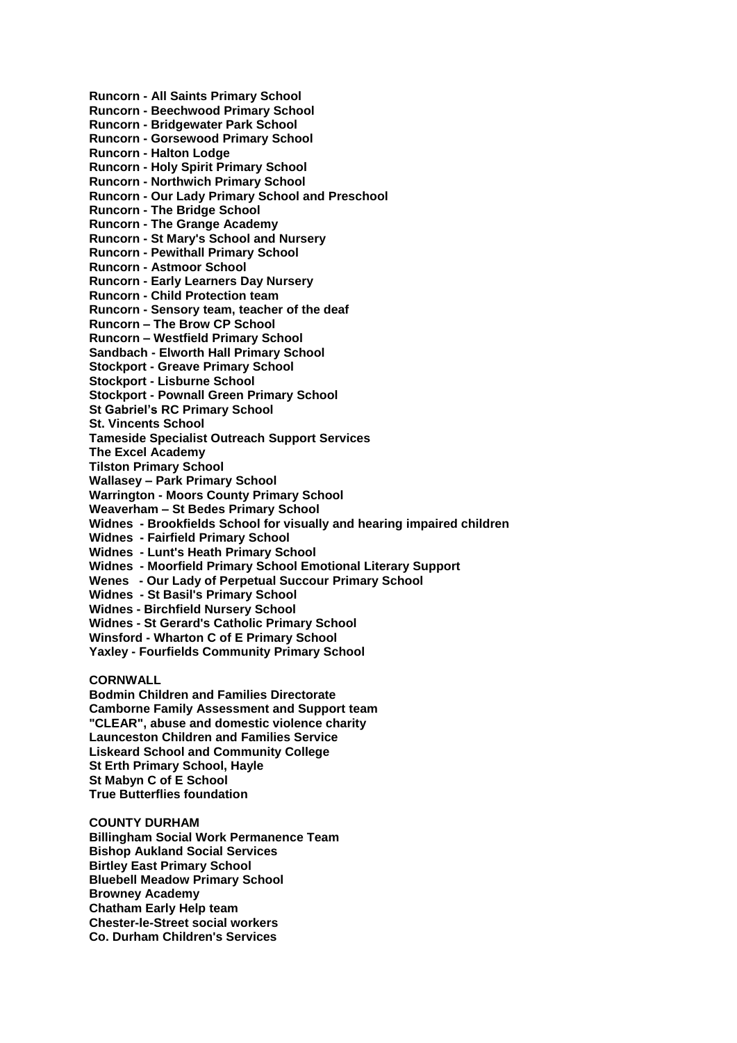**Runcorn - All Saints Primary School**
**Runcorn - Beechwood Primary School**
**Runcorn - Bridgewater Park School**
**Runcorn - Gorsewood Primary School**
**Runcorn - Halton Lodge**
**Runcorn - Holy Spirit Primary School**
**Runcorn - Northwich Primary School**
**Runcorn - Our Lady Primary School and Preschool**
**Runcorn - The Bridge School**
**Runcorn - The Grange Academy**
**Runcorn - St Mary's School and Nursery**
**Runcorn - Pewithall Primary School**
**Runcorn - Astmoor School**
**Runcorn - Early Learners Day Nursery**
**Runcorn - Child Protection team**
**Runcorn - Sensory team, teacher of the deaf**
**Runcorn – The Brow CP School**
**Runcorn – Westfield Primary School**
**Sandbach - Elworth Hall Primary School**
**Stockport - Greave Primary School**
**Stockport - Lisburne School**
**Stockport - Pownall Green Primary School**
**St Gabriel's RC Primary School**
**St. Vincents School**
**Tameside Specialist Outreach Support Services**
**The Excel Academy**
**Tilston Primary School**
**Wallasey – Park Primary School**
**Warrington - Moors County Primary School**
**Weaverham – St Bedes Primary School**
**Widnes - Brookfields School for visually and hearing impaired children**
**Widnes - Fairfield Primary School**
**Widnes - Lunt's Heath Primary School**
**Widnes - Moorfield Primary School Emotional Literary Support**
**Wenes - Our Lady of Perpetual Succour Primary School**
**Widnes - St Basil's Primary School**
**Widnes - Birchfield Nursery School**
**Widnes - St Gerard's Catholic Primary School**
**Winsford - Wharton C of E Primary School**
**Yaxley - Fourfields Community Primary School**

**CORNWALL**

**Bodmin Children and Families Directorate**
**Camborne Family Assessment and Support team**
**"CLEAR", abuse and domestic violence charity**
**Launceston Children and Families Service**
**Liskeard School and Community College**
**St Erth Primary School, Hayle**
**St Mabyn C of E School**
**True Butterflies foundation**

**COUNTY DURHAM**

**Billingham Social Work Permanence Team**
**Bishop Aukland Social Services**
**Birtley East Primary School**
**Bluebell Meadow Primary School**
**Browney Academy**
**Chatham Early Help team**
**Chester-le-Street social workers**
**Co. Durham Children's Services**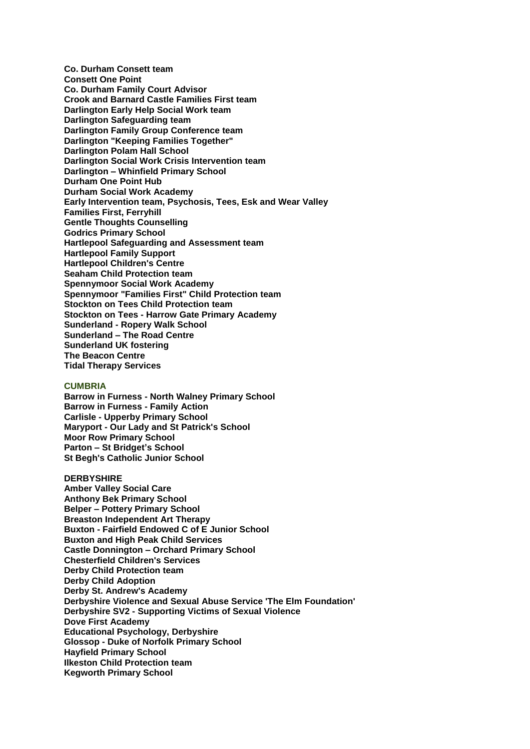**Co. Durham Consett team**
**Consett One Point**
**Co. Durham Family Court Advisor**
**Crook and Barnard Castle Families First team**
**Darlington Early Help Social Work team**
**Darlington Safeguarding team**
**Darlington Family Group Conference team**
**Darlington "Keeping Families Together"**
**Darlington Polam Hall School**
**Darlington Social Work Crisis Intervention team**
**Darlington – Whinfield Primary School**
**Durham One Point Hub**
**Durham Social Work Academy**
**Early Intervention team, Psychosis, Tees, Esk and Wear Valley**
**Families First, Ferryhill**
**Gentle Thoughts Counselling**
**Godrics Primary School**
**Hartlepool Safeguarding and Assessment team**
**Hartlepool Family Support**
**Hartlepool Children's Centre**
**Seaham Child Protection team**
**Spennymoor Social Work Academy**
**Spennymoor "Families First" Child Protection team**
**Stockton on Tees Child Protection team**
**Stockton on Tees - Harrow Gate Primary Academy**
**Sunderland - Ropery Walk School**
**Sunderland – The Road Centre**
**Sunderland UK fostering**
**The Beacon Centre**
**Tidal Therapy Services**

**CUMBRIA**

**Barrow in Furness - North Walney Primary School**
**Barrow in Furness - Family Action**
**Carlisle - Upperby Primary School**
**Maryport - Our Lady and St Patrick's School**
**Moor Row Primary School**
**Parton – St Bridget's School**
**St Begh's Catholic Junior School**

**DERBYSHIRE**

**Amber Valley Social Care**
**Anthony Bek Primary School**
**Belper – Pottery Primary School**
**Breaston Independent Art Therapy**
**Buxton - Fairfield Endowed C of E Junior School**
**Buxton and High Peak Child Services**
**Castle Donnington – Orchard Primary School**
**Chesterfield Children's Services**
**Derby Child Protection team**
**Derby Child Adoption**
**Derby St. Andrew's Academy**
**Derbyshire Violence and Sexual Abuse Service 'The Elm Foundation'**
**Derbyshire SV2 - Supporting Victims of Sexual Violence**
**Dove First Academy**
**Educational Psychology, Derbyshire**
**Glossop - Duke of Norfolk Primary School**
**Hayfield Primary School**
**Ilkeston Child Protection team**
**Kegworth Primary School**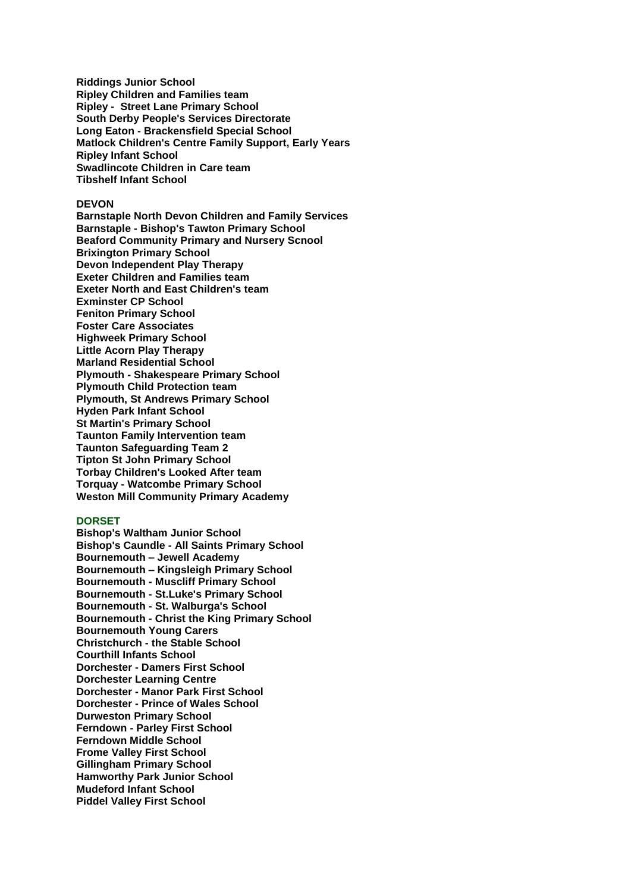**Riddings Junior School**
**Ripley Children and Families team**
**Ripley - Street Lane Primary School**
**South Derby People's Services Directorate**
**Long Eaton - Brackensfield Special School**
**Matlock Children's Centre Family Support, Early Years**
**Ripley Infant School**
**Swadlincote Children in Care team**
**Tibshelf Infant School**

## DEVON

**Barnstaple North Devon Children and Family Services**
**Barnstaple - Bishop's Tawton Primary School**
**Beaford Community Primary and Nursery Scnool**
**Brixington Primary School**
**Devon Independent Play Therapy**
**Exeter Children and Families team**
**Exeter North and East Children's team**
**Exminster CP School**
**Feniton Primary School**
**Foster Care Associates**
**Highweek Primary School**
**Little Acorn Play Therapy**
**Marland Residential School**
**Plymouth - Shakespeare Primary School**
**Plymouth Child Protection team**
**Plymouth, St Andrews Primary School**
**Hyden Park Infant School**
**St Martin's Primary School**
**Taunton Family Intervention team**
**Taunton Safeguarding Team 2**
**Tipton St John Primary School**
**Torbay Children's Looked After team**
**Torquay - Watcombe Primary School**
**Weston Mill Community Primary Academy**

## DORSET

**Bishop's Waltham Junior School**
**Bishop's Caundle - All Saints Primary School**
**Bournemouth – Jewell Academy**
**Bournemouth – Kingsleigh Primary School**
**Bournemouth - Muscliff Primary School**
**Bournemouth - St.Luke's Primary School**
**Bournemouth - St. Walburga's School**
**Bournemouth - Christ the King Primary School**
**Bournemouth Young Carers**
**Christchurch - the Stable School**
**Courthill Infants School**
**Dorchester - Damers First School**
**Dorchester Learning Centre**
**Dorchester - Manor Park First School**
**Dorchester - Prince of Wales School**
**Durweston Primary School**
**Ferndown - Parley First School**
**Ferndown Middle School**
**Frome Valley First School**
**Gillingham Primary School**
**Hamworthy Park Junior School**
**Mudeford Infant School**
**Piddel Valley First School**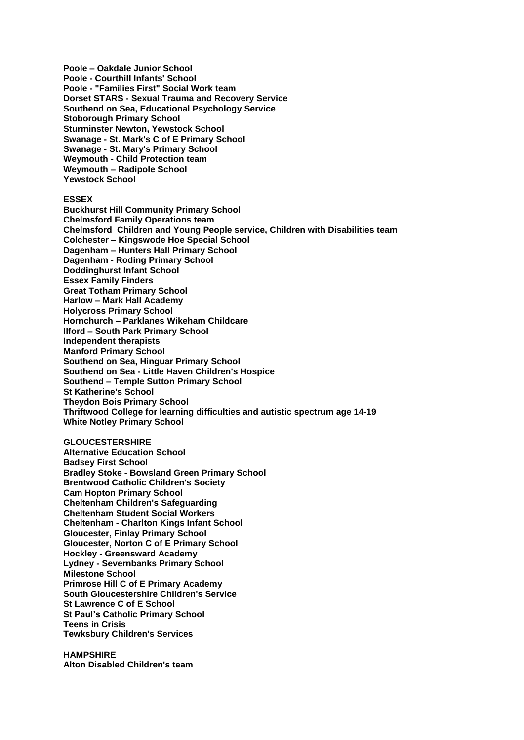**Poole – Oakdale Junior School**
**Poole - Courthill Infants' School**
**Poole - "Families First" Social Work team**
**Dorset STARS - Sexual Trauma and Recovery Service**
**Southend on Sea, Educational Psychology Service**
**Stoborough Primary School**
**Sturminster Newton, Yewstock School**
**Swanage - St. Mark's C of E Primary School**
**Swanage - St. Mary's Primary School**
**Weymouth - Child Protection team**
**Weymouth – Radipole School**
**Yewstock School**

**ESSEX**

**Buckhurst Hill Community Primary School**
**Chelmsford Family Operations team**
**Chelmsford Children and Young People service, Children with Disabilities team**
**Colchester – Kingswode Hoe Special School**
**Dagenham – Hunters Hall Primary School**
**Dagenham - Roding Primary School**
**Doddinghurst Infant School**
**Essex Family Finders**
**Great Totham Primary School**
**Harlow – Mark Hall Academy**
**Holycross Primary School**
**Hornchurch – Parklanes Wikeham Childcare**
**Ilford – South Park Primary School**
**Independent therapists**
**Manford Primary School**
**Southend on Sea, Hinguar Primary School**
**Southend on Sea - Little Haven Children's Hospice**
**Southend – Temple Sutton Primary School**
**St Katherine's School**
**Theydon Bois Primary School**
**Thriftwood College for learning difficulties and autistic spectrum age 14-19**
**White Notley Primary School**

**GLOUCESTERSHIRE**

**Alternative Education School**
**Badsey First School**
**Bradley Stoke - Bowsland Green Primary School**
**Brentwood Catholic Children's Society**
**Cam Hopton Primary School**
**Cheltenham Children's Safeguarding**
**Cheltenham Student Social Workers**
**Cheltenham - Charlton Kings Infant School**
**Gloucester, Finlay Primary School**
**Gloucester, Norton C of E Primary School**
**Hockley - Greensward Academy**
**Lydney - Severnbanks Primary School**
**Milestone School**
**Primrose Hill C of E Primary Academy**
**South Gloucestershire Children's Service**
**St Lawrence C of E School**
**St Paul's Catholic Primary School**
**Teens in Crisis**
**Tewksbury Children's Services**

**HAMPSHIRE**

**Alton Disabled Children's team**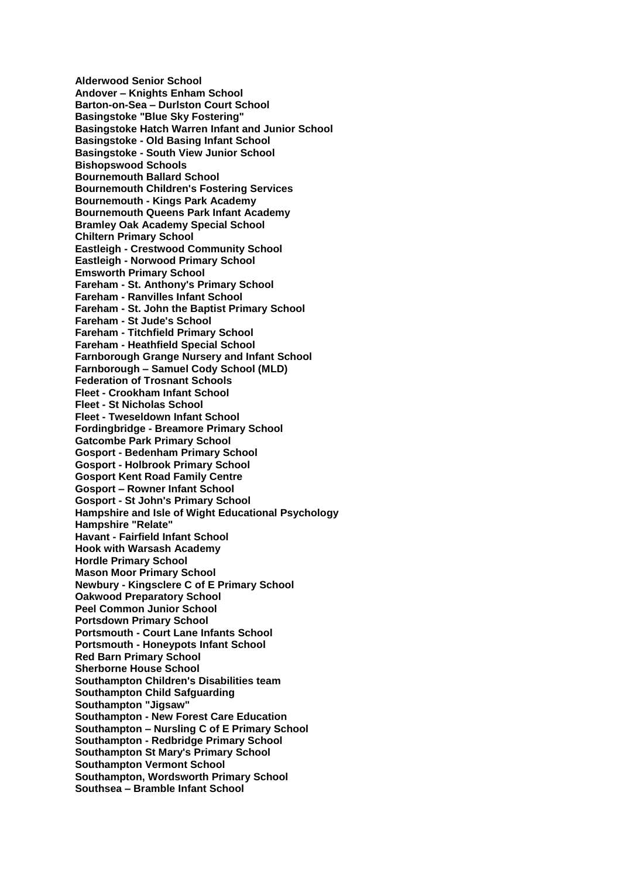**Alderwood Senior School**
**Andover – Knights Enham School**
**Barton-on-Sea – Durlston Court School**
**Basingstoke "Blue Sky Fostering"**
**Basingstoke Hatch Warren Infant and Junior School**
**Basingstoke - Old Basing Infant School**
**Basingstoke - South View Junior School**
**Bishopswood Schools**
**Bournemouth Ballard School**
**Bournemouth Children's Fostering Services**
**Bournemouth - Kings Park Academy**
**Bournemouth Queens Park Infant Academy**
**Bramley Oak Academy Special School**
**Chiltern Primary School**
**Eastleigh - Crestwood Community School**
**Eastleigh - Norwood Primary School**
**Emsworth Primary School**
**Fareham - St. Anthony's Primary School**
**Fareham - Ranvilles Infant School**
**Fareham - St. John the Baptist Primary School**
**Fareham - St Jude's School**
**Fareham - Titchfield Primary School**
**Fareham - Heathfield Special School**
**Farnborough Grange Nursery and Infant School**
**Farnborough – Samuel Cody School (MLD)**
**Federation of Trosnant Schools**
**Fleet - Crookham Infant School**
**Fleet - St Nicholas School**
**Fleet - Tweseldown Infant School**
**Fordingbridge - Breamore Primary School**
**Gatcombe Park Primary School**
**Gosport - Bedenham Primary School**
**Gosport - Holbrook Primary School**
**Gosport Kent Road Family Centre**
**Gosport – Rowner Infant School**
**Gosport - St John's Primary School**
**Hampshire and Isle of Wight Educational Psychology**
**Hampshire "Relate"**
**Havant - Fairfield Infant School**
**Hook with Warsash Academy**
**Hordle Primary School**
**Mason Moor Primary School**
**Newbury - Kingsclere C of E Primary School**
**Oakwood Preparatory School**
**Peel Common Junior School**
**Portsdown Primary School**
**Portsmouth - Court Lane Infants School**
**Portsmouth - Honeypots Infant School**
**Red Barn Primary School**
**Sherborne House School**
**Southampton Children's Disabilities team**
**Southampton Child Safguarding**
**Southampton "Jigsaw"**
**Southampton - New Forest Care Education**
**Southampton – Nursling C of E Primary School**
**Southampton - Redbridge Primary School**
**Southampton St Mary's Primary School**
**Southampton Vermont School**
**Southampton, Wordsworth Primary School**
**Southsea – Bramble Infant School**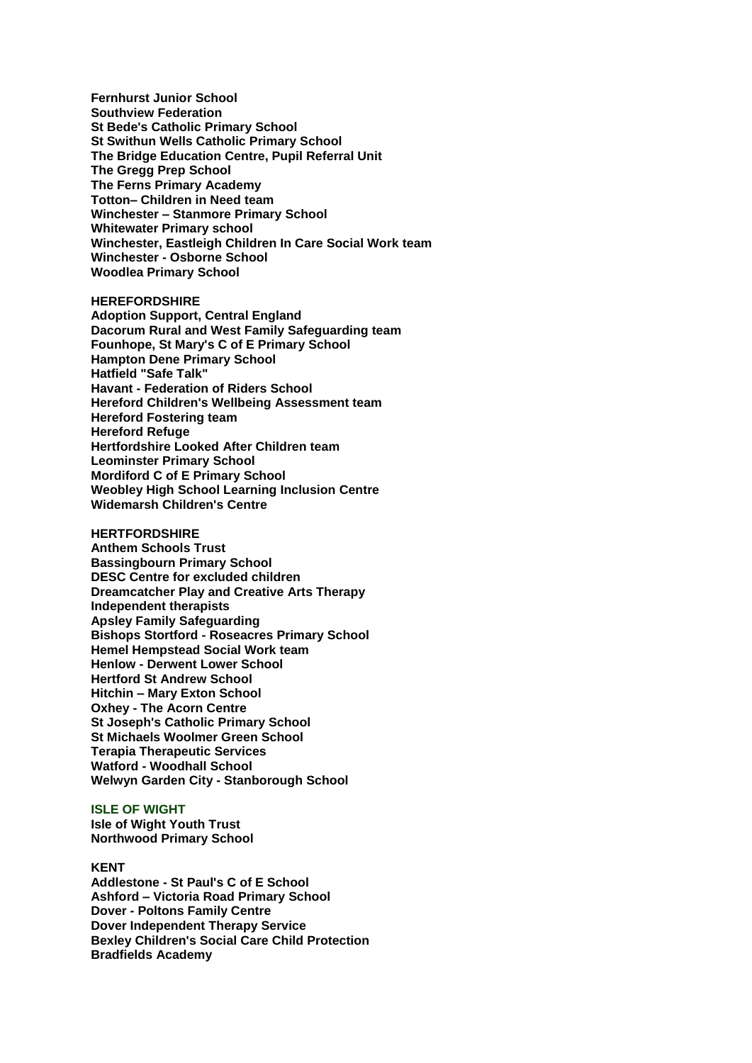**Fernhurst Junior School**
**Southview Federation**
**St Bede's Catholic Primary School**
**St Swithun Wells Catholic Primary School**
**The Bridge Education Centre, Pupil Referral Unit**
**The Gregg Prep School**
**The Ferns Primary Academy**
**Totton– Children in Need team**
**Winchester – Stanmore Primary School**
**Whitewater Primary school**
**Winchester, Eastleigh Children In Care Social Work team**
**Winchester - Osborne School**
**Woodlea Primary School**

**HEREFORDSHIRE**
**Adoption Support, Central England**
**Dacorum Rural and West Family Safeguarding team**
**Founhope, St Mary's C of E Primary School**
**Hampton Dene Primary School**
**Hatfield "Safe Talk"**
**Havant - Federation of Riders School**
**Hereford Children's Wellbeing Assessment team**
**Hereford Fostering team**
**Hereford Refuge**
**Hertfordshire Looked After Children team**
**Leominster Primary School**
**Mordiford C of E Primary School**
**Weobley High School Learning Inclusion Centre**
**Widemarsh Children's Centre**

**HERTFORDSHIRE**
**Anthem Schools Trust**
**Bassingbourn Primary School**
**DESC Centre for excluded children**
**Dreamcatcher Play and Creative Arts Therapy**
**Independent therapists**
**Apsley Family Safeguarding**
**Bishops Stortford - Roseacres Primary School**
**Hemel Hempstead Social Work team**
**Henlow - Derwent Lower School**
**Hertford St Andrew School**
**Hitchin – Mary Exton School**
**Oxhey - The Acorn Centre**
**St Joseph's Catholic Primary School**
**St Michaels Woolmer Green School**
**Terapia Therapeutic Services**
**Watford - Woodhall School**
**Welwyn Garden City - Stanborough School**

**ISLE OF WIGHT**
**Isle of Wight Youth Trust**
**Northwood Primary School**

**KENT**
**Addlestone - St Paul's C of E School**
**Ashford – Victoria Road Primary School**
**Dover - Poltons Family Centre**
**Dover Independent Therapy Service**
**Bexley Children's Social Care Child Protection**
**Bradfields Academy**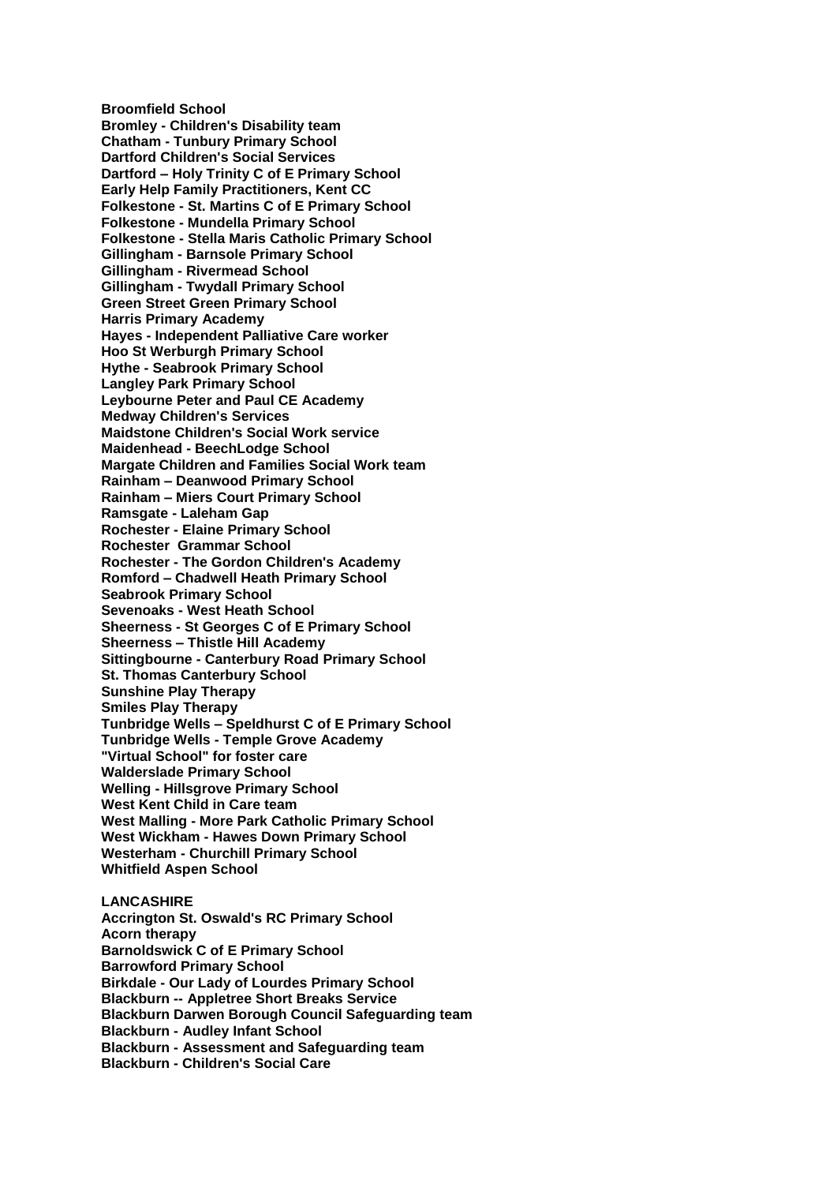**Broomfield School**
**Bromley - Children's Disability team**
**Chatham - Tunbury Primary School**
**Dartford Children's Social Services**
**Dartford – Holy Trinity C of E Primary School**
**Early Help Family Practitioners, Kent CC**
**Folkestone - St. Martins C of E Primary School**
**Folkestone - Mundella Primary School**
**Folkestone - Stella Maris Catholic Primary School**
**Gillingham - Barnsole Primary School**
**Gillingham - Rivermead School**
**Gillingham - Twydall Primary School**
**Green Street Green Primary School**
**Harris Primary Academy**
**Hayes - Independent Palliative Care worker**
**Hoo St Werburgh Primary School**
**Hythe - Seabrook Primary School**
**Langley Park Primary School**
**Leybourne Peter and Paul CE Academy**
**Medway Children's Services**
**Maidstone Children's Social Work service**
**Maidenhead - BeechLodge School**
**Margate Children and Families Social Work team**
**Rainham – Deanwood Primary School**
**Rainham – Miers Court Primary School**
**Ramsgate - Laleham Gap**
**Rochester - Elaine Primary School**
**Rochester  Grammar School**
**Rochester - The Gordon Children's Academy**
**Romford – Chadwell Heath Primary School**
**Seabrook Primary School**
**Sevenoaks - West Heath School**
**Sheerness - St Georges C of E Primary School**
**Sheerness – Thistle Hill Academy**
**Sittingbourne - Canterbury Road Primary School**
**St. Thomas Canterbury School**
**Sunshine Play Therapy**
**Smiles Play Therapy**
**Tunbridge Wells – Speldhurst C of E Primary School**
**Tunbridge Wells - Temple Grove Academy**
**"Virtual School" for foster care**
**Walderslade Primary School**
**Welling - Hillsgrove Primary School**
**West Kent Child in Care team**
**West Malling - More Park Catholic Primary School**
**West Wickham - Hawes Down Primary School**
**Westerham - Churchill Primary School**
**Whitfield Aspen School**

**LANCASHIRE**
**Accrington St. Oswald's RC Primary School**
**Acorn therapy**
**Barnoldswick C of E Primary School**
**Barrowford Primary School**
**Birkdale - Our Lady of Lourdes Primary School**
**Blackburn -- Appletree Short Breaks Service**
**Blackburn Darwen Borough Council Safeguarding team**
**Blackburn - Audley Infant School**
**Blackburn - Assessment and Safeguarding team**
**Blackburn - Children's Social Care**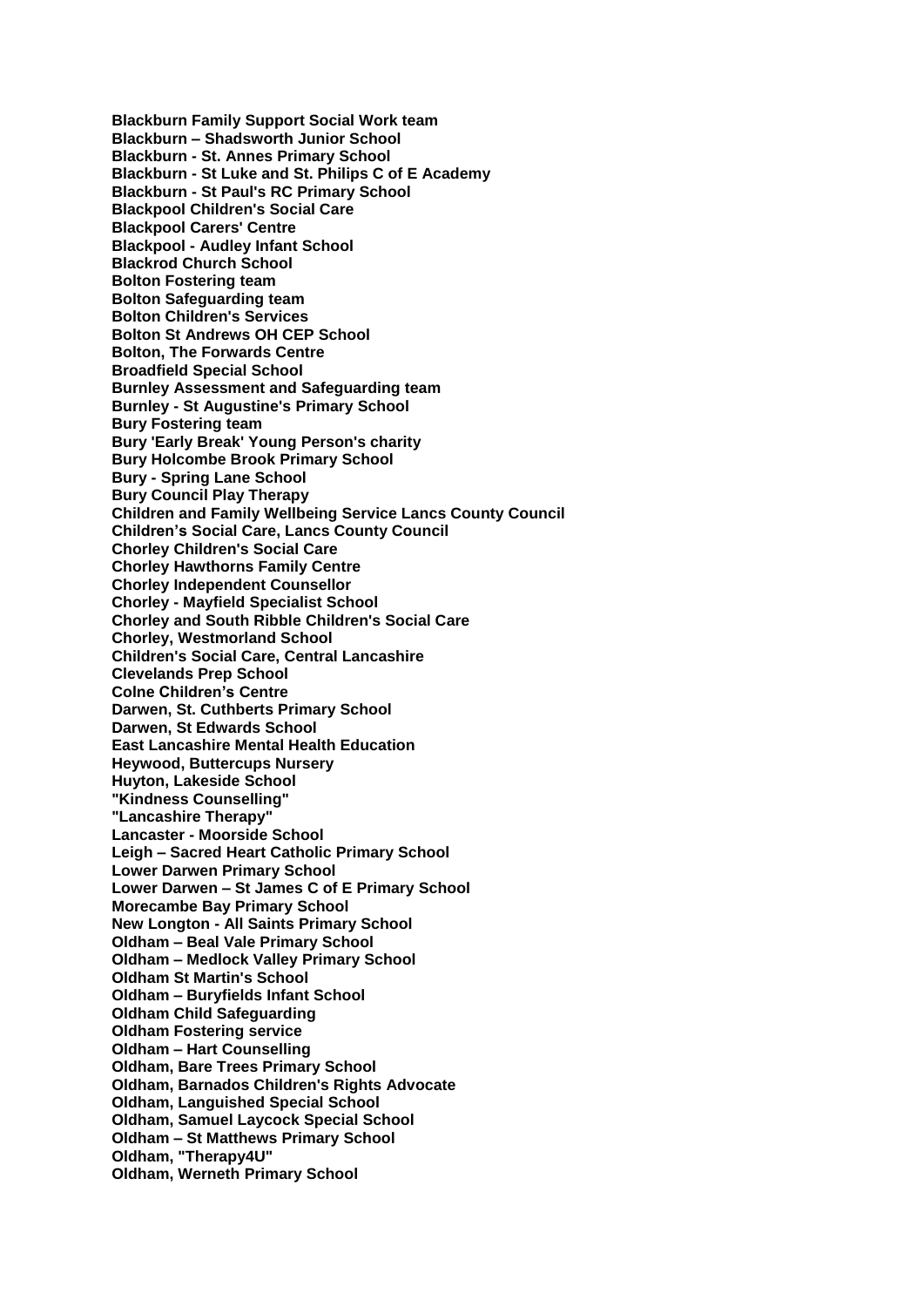**Blackburn Family Support Social Work team**
**Blackburn – Shadsworth Junior School**
**Blackburn - St. Annes Primary School**
**Blackburn - St Luke and St. Philips C of E Academy**
**Blackburn - St Paul's RC Primary School**
**Blackpool Children's Social Care**
**Blackpool Carers' Centre**
**Blackpool - Audley Infant School**
**Blackrod Church School**
**Bolton Fostering team**
**Bolton Safeguarding team**
**Bolton Children's Services**
**Bolton St Andrews OH CEP School**
**Bolton, The Forwards Centre**
**Broadfield Special School**
**Burnley Assessment and Safeguarding team**
**Burnley - St Augustine's Primary School**
**Bury Fostering team**
**Bury 'Early Break' Young Person's charity**
**Bury Holcombe Brook Primary School**
**Bury - Spring Lane School**
**Bury Council Play Therapy**
**Children and Family Wellbeing Service Lancs County Council**
**Children's Social Care, Lancs County Council**
**Chorley Children's Social Care**
**Chorley Hawthorns Family Centre**
**Chorley Independent Counsellor**
**Chorley - Mayfield Specialist School**
**Chorley and South Ribble Children's Social Care**
**Chorley, Westmorland School**
**Children's Social Care, Central Lancashire**
**Clevelands Prep School**
**Colne Children's Centre**
**Darwen, St. Cuthberts Primary School**
**Darwen, St Edwards School**
**East Lancashire Mental Health Education**
**Heywood, Buttercups Nursery**
**Huyton, Lakeside School**
**"Kindness Counselling"**
**"Lancashire Therapy"**
**Lancaster - Moorside School**
**Leigh – Sacred Heart Catholic Primary School**
**Lower Darwen Primary School**
**Lower Darwen – St James C of E Primary School**
**Morecambe Bay Primary School**
**New Longton - All Saints Primary School**
**Oldham – Beal Vale Primary School**
**Oldham – Medlock Valley Primary School**
**Oldham St Martin's School**
**Oldham – Buryfields Infant School**
**Oldham Child Safeguarding**
**Oldham Fostering service**
**Oldham – Hart Counselling**
**Oldham, Bare Trees Primary School**
**Oldham, Barnados Children's Rights Advocate**
**Oldham, Languished Special School**
**Oldham, Samuel Laycock Special School**
**Oldham – St Matthews Primary School**
**Oldham, "Therapy4U"**
**Oldham, Werneth Primary School**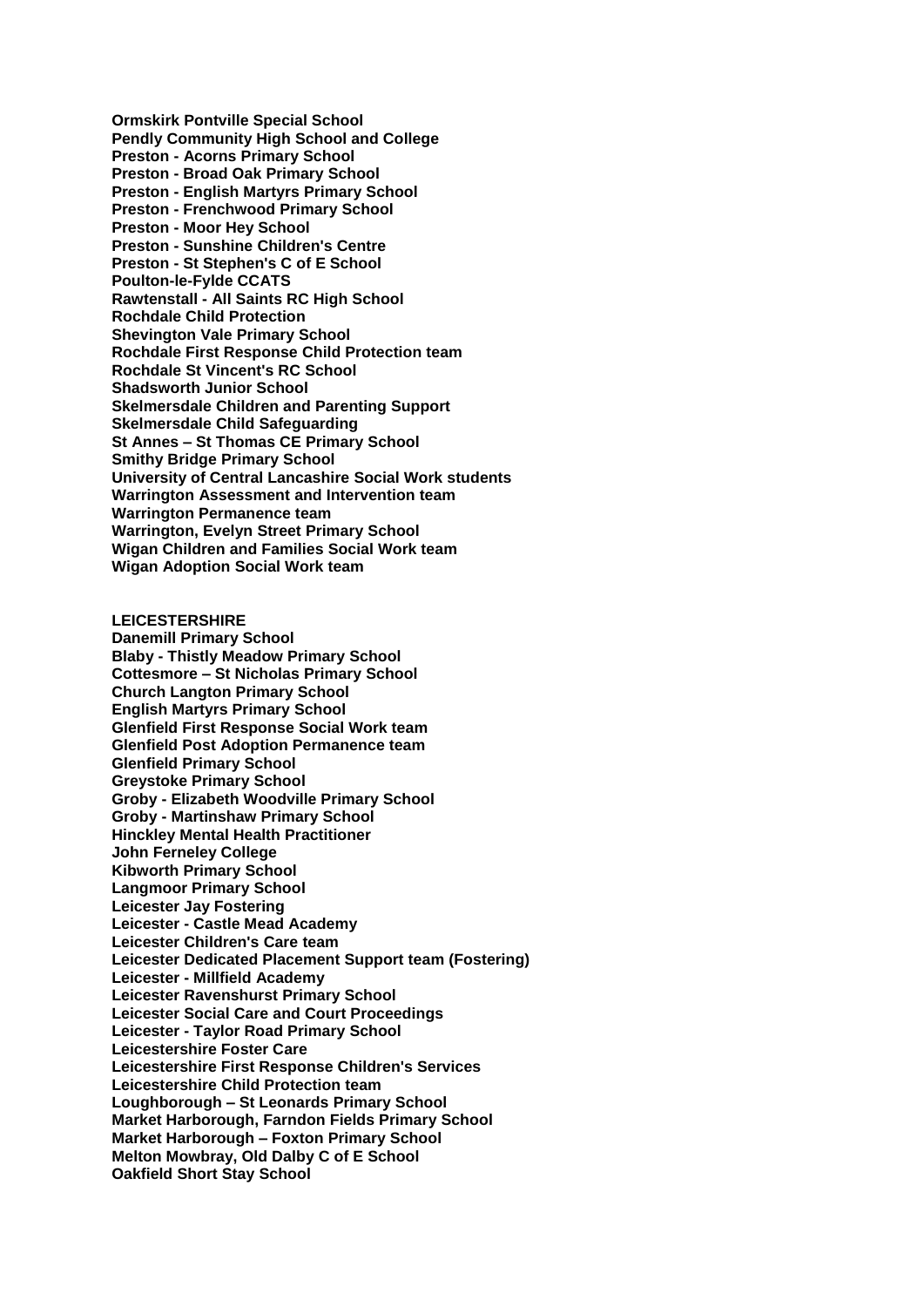**Ormskirk Pontville Special School**
**Pendly Community High School and College**
**Preston - Acorns Primary School**
**Preston - Broad Oak Primary School**
**Preston - English Martyrs Primary School**
**Preston - Frenchwood Primary School**
**Preston - Moor Hey School**
**Preston - Sunshine Children's Centre**
**Preston - St Stephen's C of E School**
**Poulton-le-Fylde CCATS**
**Rawtenstall - All Saints RC High School**
**Rochdale Child Protection**
**Shevington Vale Primary School**
**Rochdale First Response Child Protection team**
**Rochdale St Vincent's RC School**
**Shadsworth Junior School**
**Skelmersdale Children and Parenting Support**
**Skelmersdale Child Safeguarding**
**St Annes – St Thomas CE Primary School**
**Smithy Bridge Primary School**
**University of Central Lancashire Social Work students**
**Warrington Assessment and Intervention team**
**Warrington Permanence team**
**Warrington, Evelyn Street Primary School**
**Wigan Children and Families Social Work team**
**Wigan Adoption Social Work team**

**LEICESTERSHIRE**
**Danemill Primary School**
**Blaby - Thistly Meadow Primary School**
**Cottesmore – St Nicholas Primary School**
**Church Langton Primary School**
**English Martyrs Primary School**
**Glenfield First Response Social Work team**
**Glenfield Post Adoption Permanence team**
**Glenfield Primary School**
**Greystoke Primary School**
**Groby - Elizabeth Woodville Primary School**
**Groby - Martinshaw Primary School**
**Hinckley Mental Health Practitioner**
**John Ferneley College**
**Kibworth Primary School**
**Langmoor Primary School**
**Leicester Jay Fostering**
**Leicester - Castle Mead Academy**
**Leicester Children's Care team**
**Leicester Dedicated Placement Support team (Fostering)**
**Leicester - Millfield Academy**
**Leicester Ravenshurst Primary School**
**Leicester Social Care and Court Proceedings**
**Leicester - Taylor Road Primary School**
**Leicestershire Foster Care**
**Leicestershire First Response Children's Services**
**Leicestershire Child Protection team**
**Loughborough – St Leonards Primary School**
**Market Harborough, Farndon Fields Primary School**
**Market Harborough – Foxton Primary School**
**Melton Mowbray, Old Dalby C of E School**
**Oakfield Short Stay School**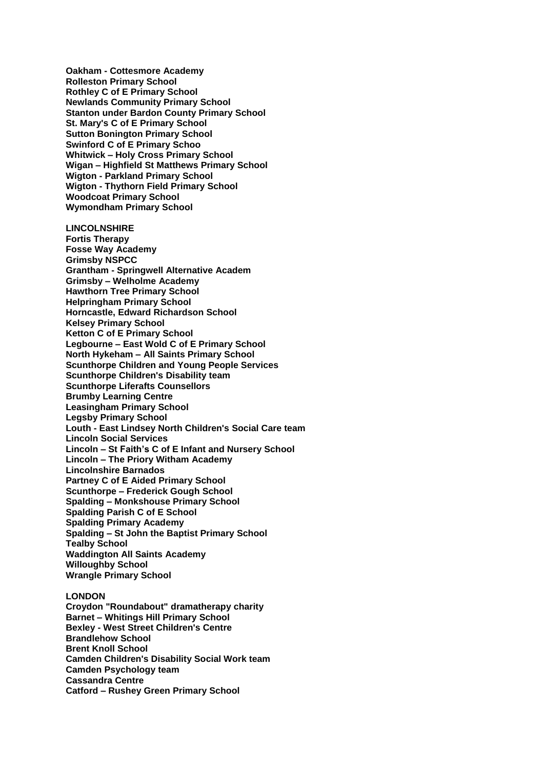**Oakham - Cottesmore Academy**
**Rolleston Primary School**
**Rothley C of E Primary School**
**Newlands Community Primary School**
**Stanton under Bardon County Primary School**
**St. Mary's C of E Primary School**
**Sutton Bonington Primary School**
**Swinford C of E Primary Schoo**
**Whitwick – Holy Cross Primary School**
**Wigan – Highfield St Matthews Primary School**
**Wigton - Parkland Primary School**
**Wigton - Thythorn Field Primary School**
**Woodcoat Primary School**
**Wymondham Primary School**

**LINCOLNSHIRE**
**Fortis Therapy**
**Fosse Way Academy**
**Grimsby NSPCC**
**Grantham - Springwell Alternative Academ**
**Grimsby – Welholme Academy**
**Hawthorn Tree Primary School**
**Helpringham Primary School**
**Horncastle, Edward Richardson School**
**Kelsey Primary School**
**Ketton C of E Primary School**
**Legbourne – East Wold C of E Primary School**
**North Hykeham – All Saints Primary School**
**Scunthorpe Children and Young People Services**
**Scunthorpe Children's Disability team**
**Scunthorpe Liferafts Counsellors**
**Brumby Learning Centre**
**Leasingham Primary School**
**Legsby Primary School**
**Louth - East Lindsey North Children's Social Care team**
**Lincoln Social Services**
**Lincoln – St Faith's C of E Infant and Nursery School**
**Lincoln – The Priory Witham Academy**
**Lincolnshire Barnados**
**Partney C of E Aided Primary School**
**Scunthorpe – Frederick Gough School**
**Spalding – Monkshouse Primary School**
**Spalding Parish C of E School**
**Spalding Primary Academy**
**Spalding – St John the Baptist Primary School**
**Tealby School**
**Waddington All Saints Academy**
**Willoughby School**
**Wrangle Primary School**

**LONDON**
**Croydon "Roundabout" dramatherapy charity**
**Barnet – Whitings Hill Primary School**
**Bexley - West Street Children's Centre**
**Brandlehow School**
**Brent Knoll School**
**Camden Children's Disability Social Work team**
**Camden Psychology team**
**Cassandra Centre**
**Catford – Rushey Green Primary School**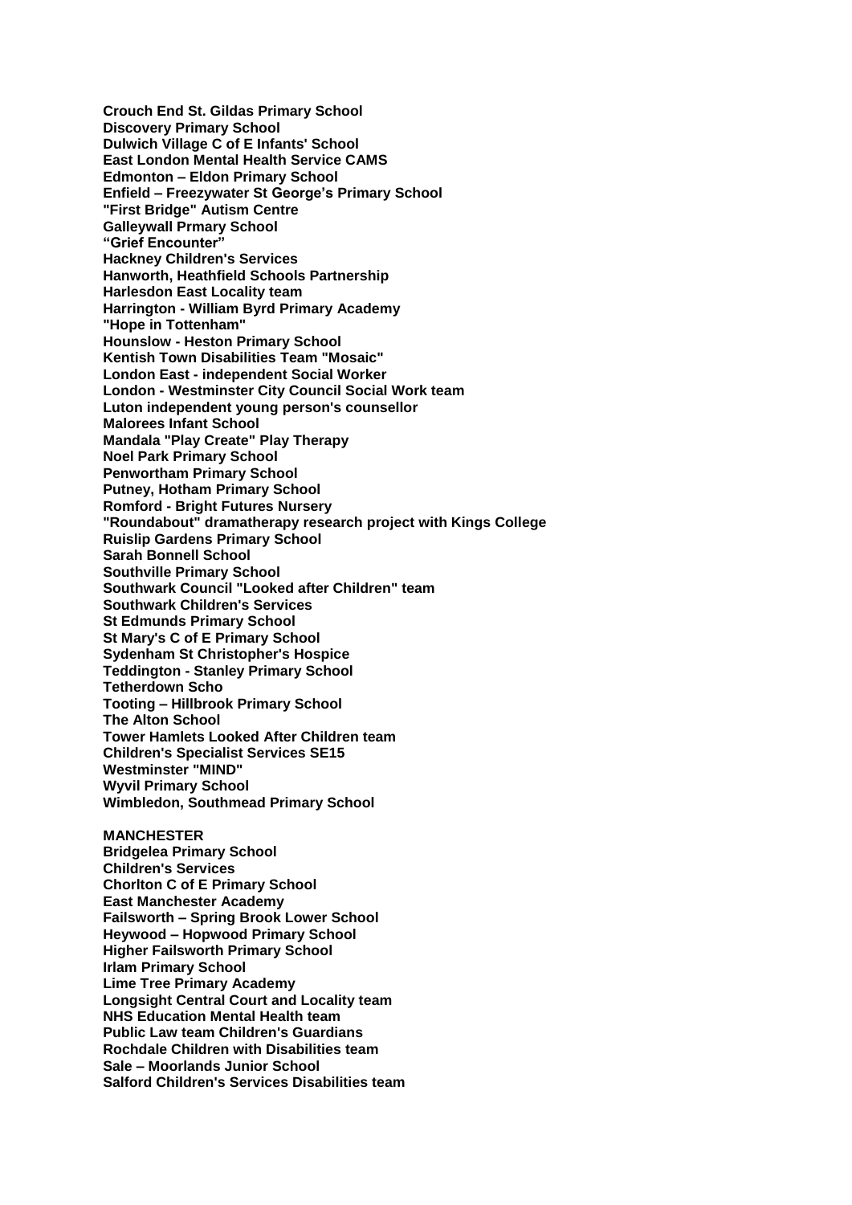**Crouch End St. Gildas Primary School**
**Discovery Primary School**
**Dulwich Village C of E Infants' School**
**East London Mental Health Service CAMS**
**Edmonton – Eldon Primary School**
**Enfield – Freezywater St George's Primary School**
**"First Bridge" Autism Centre**
**Galleywall Prmary School**
**"Grief Encounter"**
**Hackney Children's Services**
**Hanworth, Heathfield Schools Partnership**
**Harlesdon East Locality team**
**Harrington - William Byrd Primary Academy**
**"Hope in Tottenham"**
**Hounslow - Heston Primary School**
**Kentish Town Disabilities Team "Mosaic"**
**London East - independent Social Worker**
**London - Westminster City Council Social Work team**
**Luton independent young person's counsellor**
**Malorees Infant School**
**Mandala "Play Create" Play Therapy**
**Noel Park Primary School**
**Penwortham Primary School**
**Putney, Hotham Primary School**
**Romford - Bright Futures Nursery**
**"Roundabout" dramatherapy research project with Kings College**
**Ruislip Gardens Primary School**
**Sarah Bonnell School**
**Southville Primary School**
**Southwark Council "Looked after Children" team**
**Southwark Children's Services**
**St Edmunds Primary School**
**St Mary's C of E Primary School**
**Sydenham St Christopher's Hospice**
**Teddington - Stanley Primary School**
**Tetherdown Scho**
**Tooting – Hillbrook Primary School**
**The Alton School**
**Tower Hamlets Looked After Children team**
**Children's Specialist Services SE15**
**Westminster "MIND"**
**Wyvil Primary School**
**Wimbledon, Southmead Primary School**

**MANCHESTER**
**Bridgelea Primary School**
**Children's Services**
**Chorlton C of E Primary School**
**East Manchester Academy**
**Failsworth – Spring Brook Lower School**
**Heywood – Hopwood Primary School**
**Higher Failsworth Primary School**
**Irlam Primary School**
**Lime Tree Primary Academy**
**Longsight Central Court and Locality team**
**NHS Education Mental Health team**
**Public Law team Children's Guardians**
**Rochdale Children with Disabilities team**
**Sale – Moorlands Junior School**
**Salford Children's Services Disabilities team**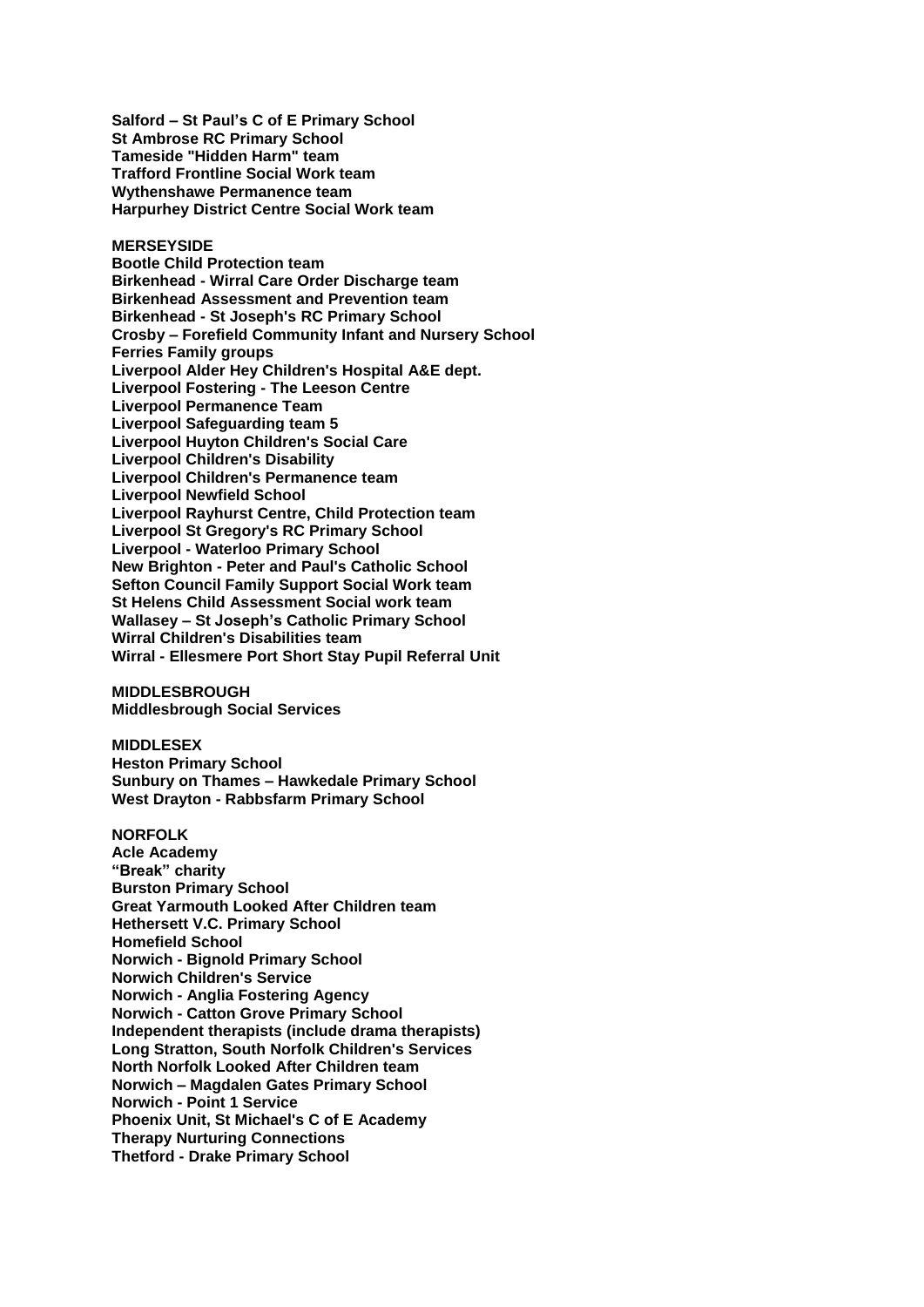**Salford – St Paul's C of E Primary School**
**St Ambrose RC Primary School**
**Tameside "Hidden Harm" team**
**Trafford Frontline Social Work team**
**Wythenshawe Permanence team**
**Harpurhey District Centre Social Work team**

**MERSEYSIDE**
**Bootle Child Protection team**
**Birkenhead - Wirral Care Order Discharge team**
**Birkenhead Assessment and Prevention team**
**Birkenhead - St Joseph's RC Primary School**
**Crosby – Forefield Community Infant and Nursery School**
**Ferries Family groups**
**Liverpool Alder Hey Children's Hospital A&E dept.**
**Liverpool Fostering - The Leeson Centre**
**Liverpool Permanence Team**
**Liverpool Safeguarding team 5**
**Liverpool Huyton Children's Social Care**
**Liverpool Children's Disability**
**Liverpool Children's Permanence team**
**Liverpool Newfield School**
**Liverpool Rayhurst Centre, Child Protection team**
**Liverpool St Gregory's RC Primary School**
**Liverpool - Waterloo Primary School**
**New Brighton - Peter and Paul's Catholic School**
**Sefton Council Family Support Social Work team**
**St Helens Child Assessment Social work team**
**Wallasey – St Joseph's Catholic Primary School**
**Wirral Children's Disabilities team**
**Wirral - Ellesmere Port Short Stay Pupil Referral Unit**

**MIDDLESBROUGH**
**Middlesbrough Social Services**

**MIDDLESEX**
**Heston Primary School**
**Sunbury on Thames – Hawkedale Primary School**
**West Drayton - Rabbsfarm Primary School**

**NORFOLK**
**Acle Academy**
**"Break" charity**
**Burston Primary School**
**Great Yarmouth Looked After Children team**
**Hethersett V.C. Primary School**
**Homefield School**
**Norwich - Bignold Primary School**
**Norwich Children's Service**
**Norwich - Anglia Fostering Agency**
**Norwich - Catton Grove Primary School**
**Independent therapists (include drama therapists)**
**Long Stratton, South Norfolk Children's Services**
**North Norfolk Looked After Children team**
**Norwich – Magdalen Gates Primary School**
**Norwich - Point 1 Service**
**Phoenix Unit, St Michael's C of E Academy**
**Therapy Nurturing Connections**
**Thetford - Drake Primary School**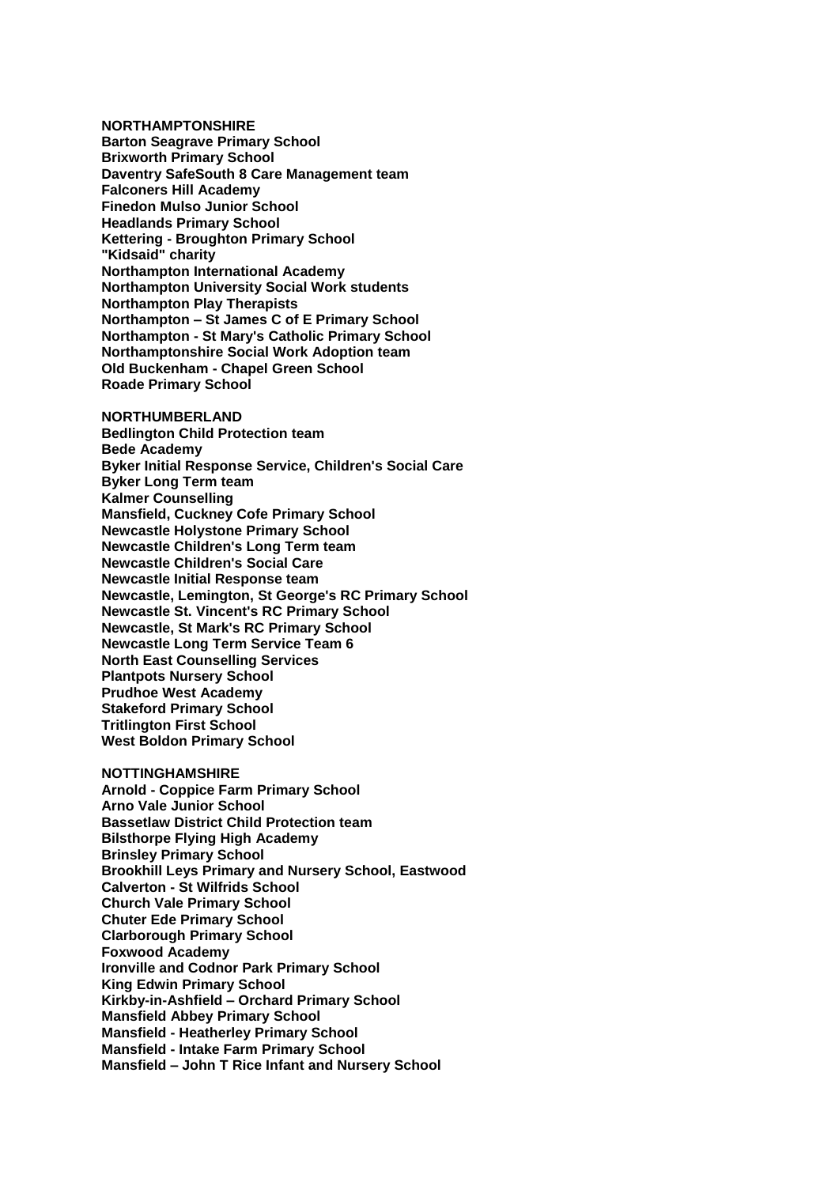**NORTHAMPTONSHIRE**
**Barton Seagrave Primary School**
**Brixworth Primary School**
**Daventry SafeSouth 8 Care Management team**
**Falconers Hill Academy**
**Finedon Mulso Junior School**
**Headlands Primary School**
**Kettering - Broughton Primary School**
**"Kidsaid" charity**
**Northampton International Academy**
**Northampton University Social Work students**
**Northampton Play Therapists**
**Northampton – St James C of E Primary School**
**Northampton - St Mary's Catholic Primary School**
**Northamptonshire Social Work Adoption team**
**Old Buckenham - Chapel Green School**
**Roade Primary School**

**NORTHUMBERLAND**
**Bedlington Child Protection team**
**Bede Academy**
**Byker Initial Response Service, Children's Social Care**
**Byker Long Term team**
**Kalmer Counselling**
**Mansfield, Cuckney Cofe Primary School**
**Newcastle Holystone Primary School**
**Newcastle Children's Long Term team**
**Newcastle Children's Social Care**
**Newcastle Initial Response team**
**Newcastle, Lemington, St George's RC Primary School**
**Newcastle St. Vincent's RC Primary School**
**Newcastle, St Mark's RC Primary School**
**Newcastle Long Term Service Team 6**
**North East Counselling Services**
**Plantpots Nursery School**
**Prudhoe West Academy**
**Stakeford Primary School**
**Tritlington First School**
**West Boldon Primary School**

**NOTTINGHAMSHIRE**
**Arnold - Coppice Farm Primary School**
**Arno Vale Junior School**
**Bassetlaw District Child Protection team**
**Bilsthorpe Flying High Academy**
**Brinsley Primary School**
**Brookhill Leys Primary and Nursery School, Eastwood**
**Calverton - St Wilfrids School**
**Church Vale Primary School**
**Chuter Ede Primary School**
**Clarborough Primary School**
**Foxwood Academy**
**Ironville and Codnor Park Primary School**
**King Edwin Primary School**
**Kirkby-in-Ashfield – Orchard Primary School**
**Mansfield Abbey Primary School**
**Mansfield - Heatherley Primary School**
**Mansfield - Intake Farm Primary School**
**Mansfield – John T Rice Infant and Nursery School**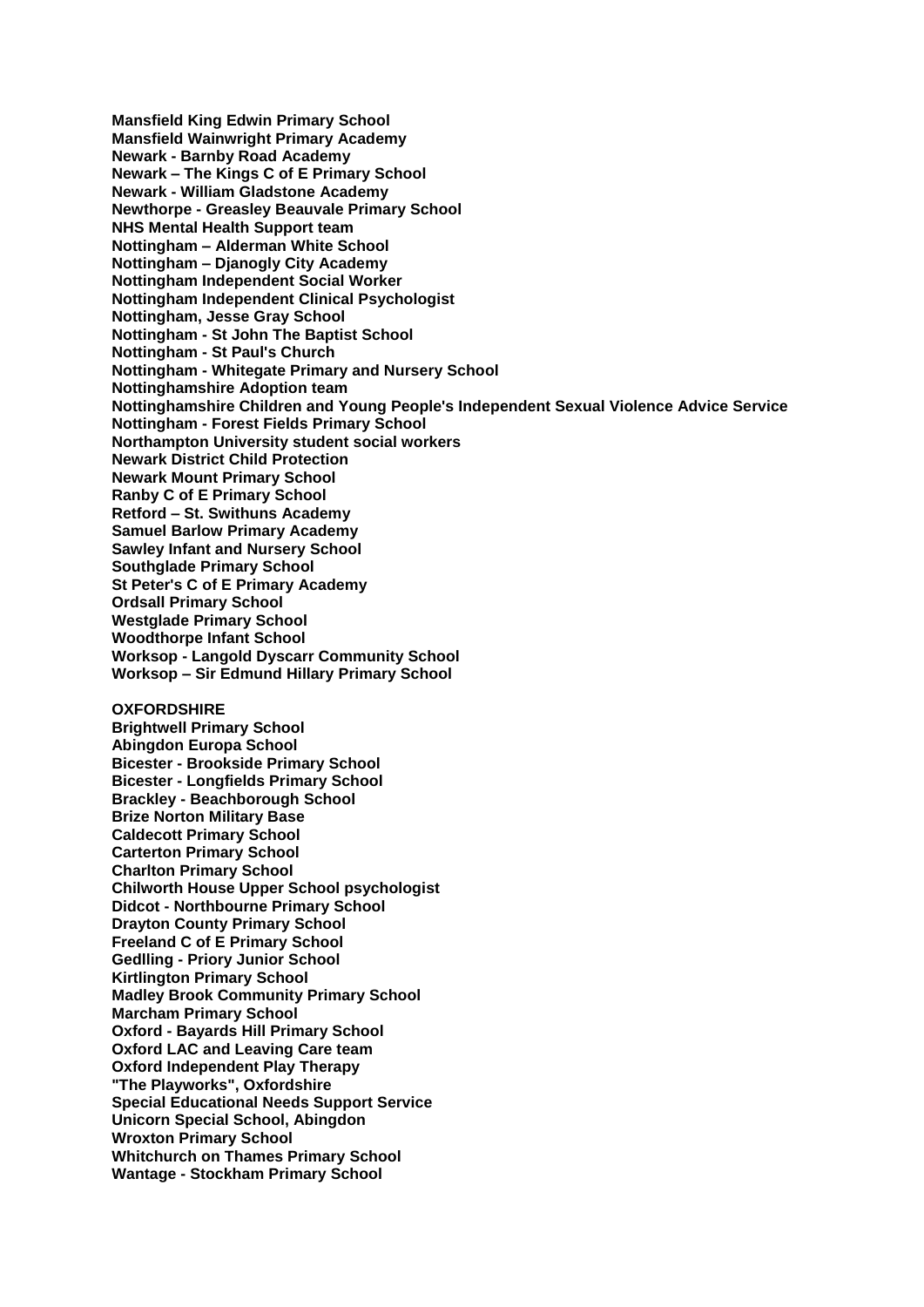**Mansfield King Edwin Primary School**
**Mansfield Wainwright Primary Academy**
**Newark - Barnby Road Academy**
**Newark – The Kings C of E Primary School**
**Newark - William Gladstone Academy**
**Newthorpe - Greasley Beauvale Primary School**
**NHS Mental Health Support team**
**Nottingham – Alderman White School**
**Nottingham – Djanogly City Academy**
**Nottingham Independent Social Worker**
**Nottingham Independent Clinical Psychologist**
**Nottingham, Jesse Gray School**
**Nottingham - St John The Baptist School**
**Nottingham - St Paul's Church**
**Nottingham - Whitegate Primary and Nursery School**
**Nottinghamshire Adoption team**
**Nottinghamshire Children and Young People's Independent Sexual Violence Advice Service**
**Nottingham - Forest Fields Primary School**
**Northampton University student social workers**
**Newark District Child Protection**
**Newark Mount Primary School**
**Ranby C of E Primary School**
**Retford – St. Swithuns Academy**
**Samuel Barlow Primary Academy**
**Sawley Infant and Nursery School**
**Southglade Primary School**
**St Peter's C of E Primary Academy**
**Ordsall Primary School**
**Westglade Primary School**
**Woodthorpe Infant School**
**Worksop - Langold Dyscarr Community School**
**Worksop – Sir Edmund Hillary Primary School**

**OXFORDSHIRE**
**Brightwell Primary School**
**Abingdon Europa School**
**Bicester - Brookside Primary School**
**Bicester - Longfields Primary School**
**Brackley - Beachborough School**
**Brize Norton Military Base**
**Caldecott Primary School**
**Carterton Primary School**
**Charlton Primary School**
**Chilworth House Upper School psychologist**
**Didcot - Northbourne Primary School**
**Drayton County Primary School**
**Freeland C of E Primary School**
**Gedlling - Priory Junior School**
**Kirtlington Primary School**
**Madley Brook Community Primary School**
**Marcham Primary School**
**Oxford - Bayards Hill Primary School**
**Oxford LAC and Leaving Care team**
**Oxford Independent Play Therapy**
**"The Playworks", Oxfordshire**
**Special Educational Needs Support Service**
**Unicorn Special School, Abingdon**
**Wroxton Primary School**
**Whitchurch on Thames Primary School**
**Wantage - Stockham Primary School**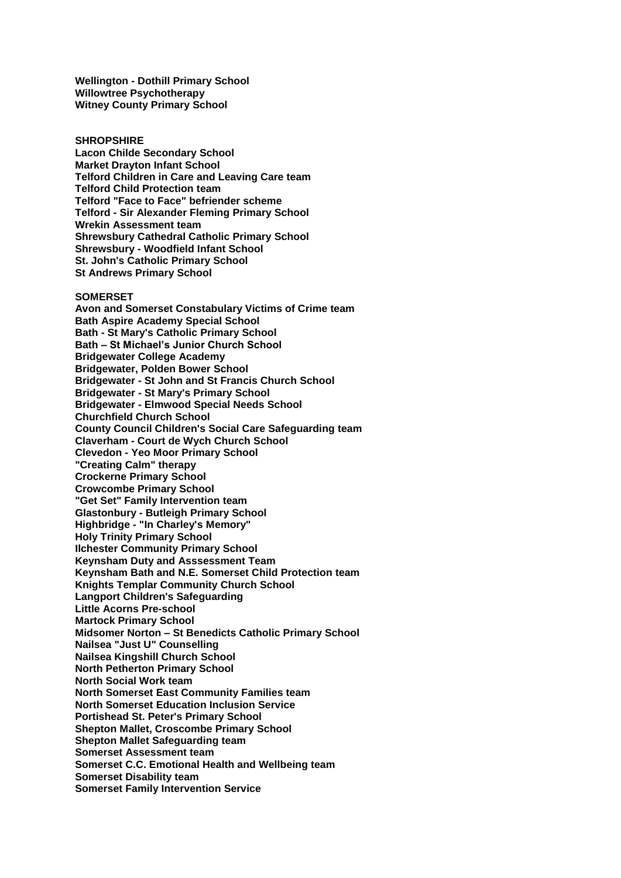**Wellington - Dothill Primary School**
**Willowtree Psychotherapy**
**Witney County Primary School**

**SHROPSHIRE**

**Lacon Childe Secondary School**
**Market Drayton Infant School**
**Telford Children in Care and Leaving Care team**
**Telford Child Protection team**
**Telford "Face to Face" befriender scheme**
**Telford - Sir Alexander Fleming Primary School**
**Wrekin Assessment team**
**Shrewsbury Cathedral Catholic Primary School**
**Shrewsbury - Woodfield Infant School**
**St. John's Catholic Primary School**
**St Andrews Primary School**

**SOMERSET**

**Avon and Somerset Constabulary Victims of Crime team**
**Bath Aspire Academy Special School**
**Bath - St Mary's Catholic Primary School**
**Bath – St Michael's Junior Church School**
**Bridgewater College Academy**
**Bridgewater, Polden Bower School**
**Bridgewater - St John and St Francis Church School**
**Bridgewater - St Mary's Primary School**
**Bridgewater - Elmwood Special Needs School**
**Churchfield Church School**
**County Council Children's Social Care Safeguarding team**
**Claverham - Court de Wych Church School**
**Clevedon - Yeo Moor Primary School**
**"Creating Calm" therapy**
**Crockerne Primary School**
**Crowcombe Primary School**
**"Get Set" Family Intervention team**
**Glastonbury - Butleigh Primary School**
**Highbridge - "In Charley's Memory"**
**Holy Trinity Primary School**
**Ilchester Community Primary School**
**Keynsham Duty and Asssessment Team**
**Keynsham Bath and N.E. Somerset Child Protection team**
**Knights Templar Community Church School**
**Langport Children's Safeguarding**
**Little Acorns Pre-school**
**Martock Primary School**
**Midsomer Norton – St Benedicts Catholic Primary School**
**Nailsea "Just U" Counselling**
**Nailsea Kingshill Church School**
**North Petherton Primary School**
**North Social Work team**
**North Somerset East Community Families team**
**North Somerset Education Inclusion Service**
**Portishead St. Peter's Primary School**
**Shepton Mallet, Croscombe Primary School**
**Shepton Mallet Safeguarding team**
**Somerset Assessment team**
**Somerset C.C. Emotional Health and Wellbeing team**
**Somerset Disability team**
**Somerset Family Intervention Service**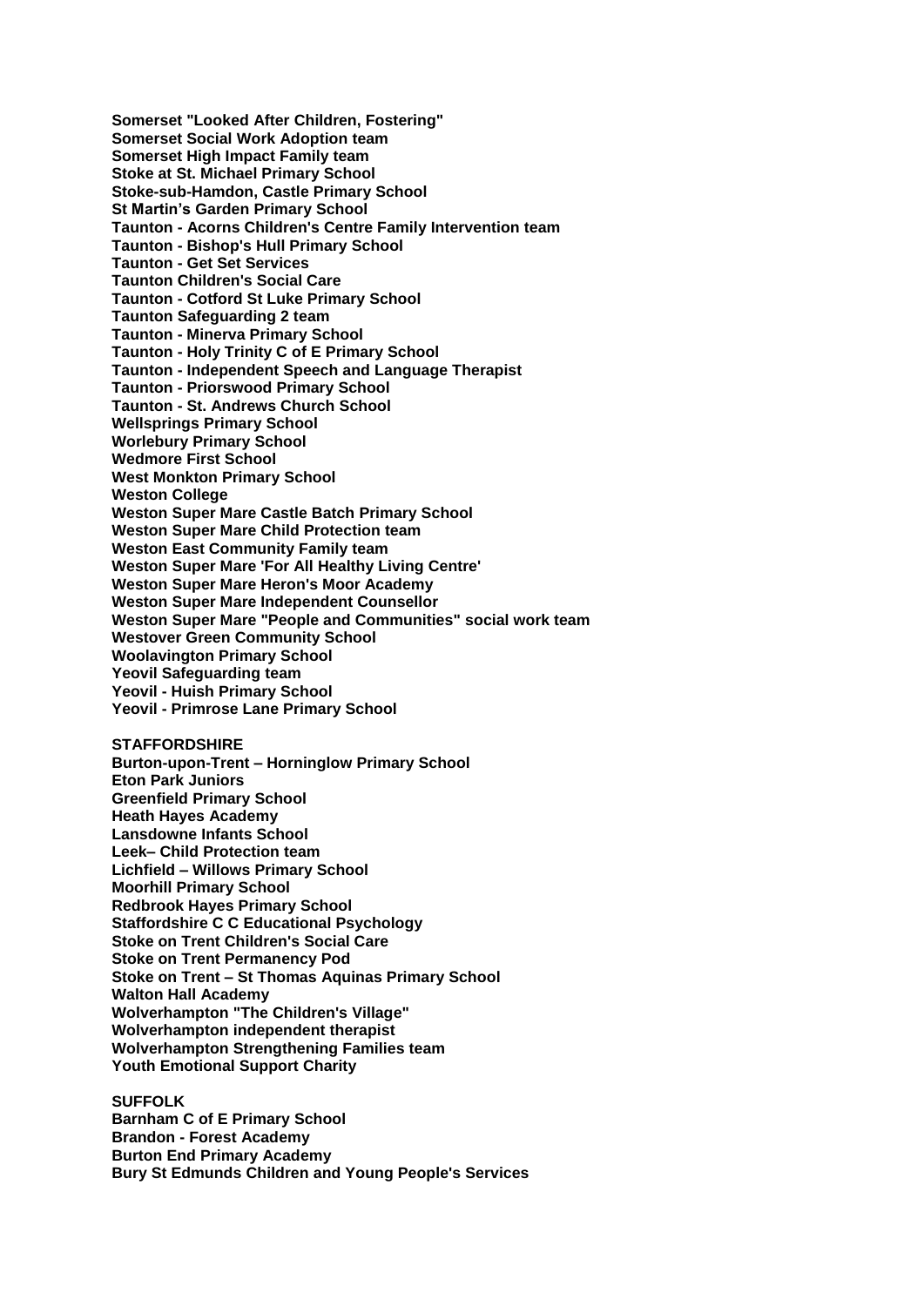**Somerset "Looked After Children, Fostering"**
**Somerset Social Work Adoption team**
**Somerset High Impact Family team**
**Stoke at St. Michael Primary School**
**Stoke-sub-Hamdon, Castle Primary School**
**St Martin's Garden Primary School**
**Taunton - Acorns Children's Centre Family Intervention team**
**Taunton - Bishop's Hull Primary School**
**Taunton - Get Set Services**
**Taunton Children's Social Care**
**Taunton - Cotford St Luke Primary School**
**Taunton Safeguarding 2 team**
**Taunton - Minerva Primary School**
**Taunton - Holy Trinity C of E Primary School**
**Taunton - Independent Speech and Language Therapist**
**Taunton - Priorswood Primary School**
**Taunton - St. Andrews Church School**
**Wellsprings Primary School**
**Worlebury Primary School**
**Wedmore First School**
**West Monkton Primary School**
**Weston College**
**Weston Super Mare Castle Batch Primary School**
**Weston Super Mare Child Protection team**
**Weston East Community Family team**
**Weston Super Mare 'For All Healthy Living Centre'**
**Weston Super Mare Heron's Moor Academy**
**Weston Super Mare Independent Counsellor**
**Weston Super Mare "People and Communities" social work team**
**Westover Green Community School**
**Woolavington Primary School**
**Yeovil Safeguarding team**
**Yeovil - Huish Primary School**
**Yeovil - Primrose Lane Primary School**

**STAFFORDSHIRE**
**Burton-upon-Trent – Horninglow Primary School**
**Eton Park Juniors**
**Greenfield Primary School**
**Heath Hayes Academy**
**Lansdowne Infants School**
**Leek– Child Protection team**
**Lichfield – Willows Primary School**
**Moorhill Primary School**
**Redbrook Hayes Primary School**
**Staffordshire C C Educational Psychology**
**Stoke on Trent Children's Social Care**
**Stoke on Trent Permanency Pod**
**Stoke on Trent – St Thomas Aquinas Primary School**
**Walton Hall Academy**
**Wolverhampton "The Children's Village"**
**Wolverhampton independent therapist**
**Wolverhampton Strengthening Families team**
**Youth Emotional Support Charity**

**SUFFOLK**
**Barnham C of E Primary School**
**Brandon - Forest Academy**
**Burton End Primary Academy**
**Bury St Edmunds Children and Young People's Services**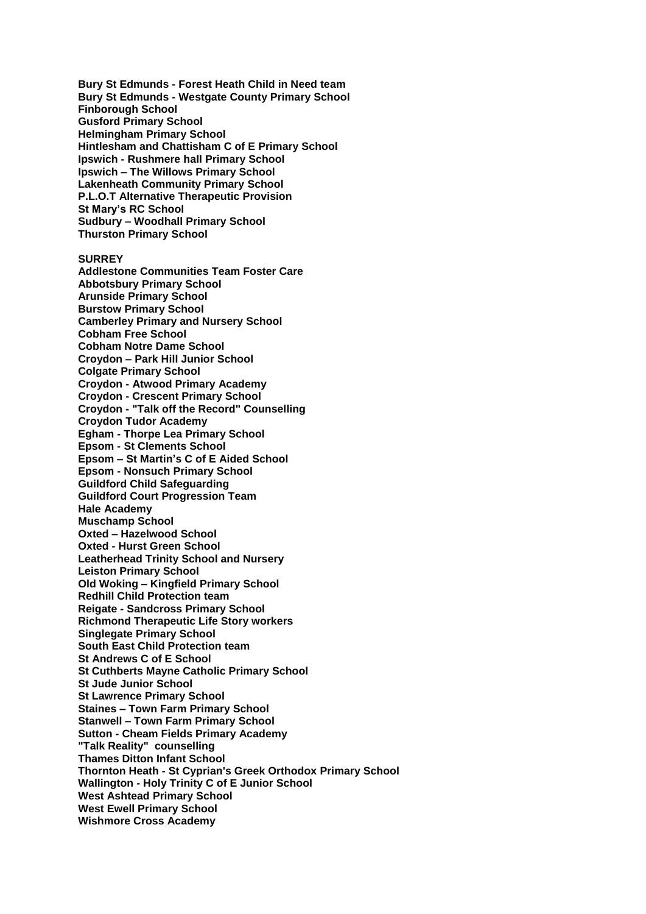**Bury St Edmunds - Forest Heath Child in Need team**
**Bury St Edmunds - Westgate County Primary School**
**Finborough School**
**Gusford Primary School**
**Helmingham Primary School**
**Hintlesham and Chattisham C of E Primary School**
**Ipswich - Rushmere hall Primary School**
**Ipswich – The Willows Primary School**
**Lakenheath Community Primary School**
**P.L.O.T Alternative Therapeutic Provision**
**St Mary's RC School**
**Sudbury – Woodhall Primary School**
**Thurston Primary School**

**SURREY**
**Addlestone Communities Team Foster Care**
**Abbotsbury Primary School**
**Arunside Primary School**
**Burstow Primary School**
**Camberley Primary and Nursery School**
**Cobham Free School**
**Cobham Notre Dame School**
**Croydon – Park Hill Junior School**
**Colgate Primary School**
**Croydon - Atwood Primary Academy**
**Croydon - Crescent Primary School**
**Croydon - "Talk off the Record" Counselling**
**Croydon Tudor Academy**
**Egham - Thorpe Lea Primary School**
**Epsom - St Clements School**
**Epsom – St Martin's C of E Aided School**
**Epsom - Nonsuch Primary School**
**Guildford Child Safeguarding**
**Guildford Court Progression Team**
**Hale Academy**
**Muschamp School**
**Oxted – Hazelwood School**
**Oxted - Hurst Green School**
**Leatherhead Trinity School and Nursery**
**Leiston Primary School**
**Old Woking – Kingfield Primary School**
**Redhill Child Protection team**
**Reigate - Sandcross Primary School**
**Richmond Therapeutic Life Story workers**
**Singlegate Primary School**
**South East Child Protection team**
**St Andrews C of E School**
**St Cuthberts Mayne Catholic Primary School**
**St Jude Junior School**
**St Lawrence Primary School**
**Staines – Town Farm Primary School**
**Stanwell – Town Farm Primary School**
**Sutton - Cheam Fields Primary Academy**
**"Talk Reality" counselling**
**Thames Ditton Infant School**
**Thornton Heath - St Cyprian's Greek Orthodox Primary School**
**Wallington - Holy Trinity C of E Junior School**
**West Ashtead Primary School**
**West Ewell Primary School**
**Wishmore Cross Academy**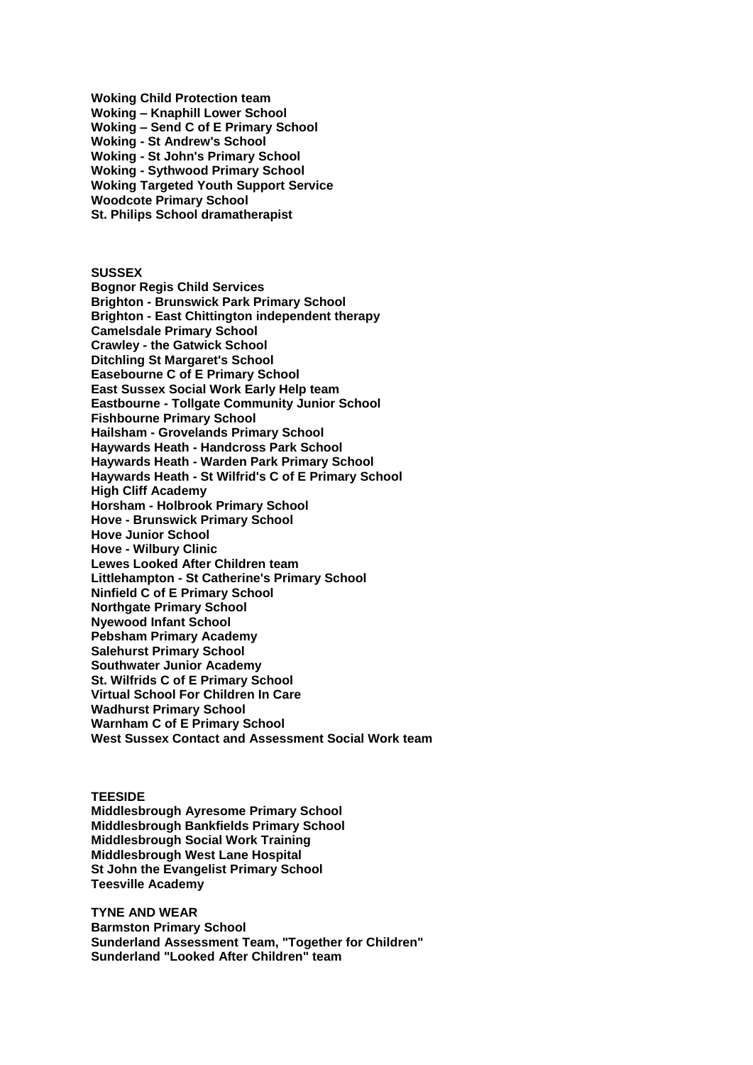**Woking Child Protection team**
**Woking – Knaphill Lower School**
**Woking – Send C of E Primary School**
**Woking - St Andrew's School**
**Woking - St John's Primary School**
**Woking - Sythwood Primary School**
**Woking Targeted Youth Support Service**
**Woodcote Primary School**
**St. Philips School dramatherapist**

**SUSSEX**
**Bognor Regis Child Services**
**Brighton - Brunswick Park Primary School**
**Brighton - East Chittington independent therapy**
**Camelsdale Primary School**
**Crawley - the Gatwick School**
**Ditchling St Margaret's School**
**Easebourne C of E Primary School**
**East Sussex Social Work Early Help team**
**Eastbourne - Tollgate Community Junior School**
**Fishbourne Primary School**
**Hailsham - Grovelands Primary School**
**Haywards Heath - Handcross Park School**
**Haywards Heath - Warden Park Primary School**
**Haywards Heath - St Wilfrid's C of E Primary School**
**High Cliff Academy**
**Horsham - Holbrook Primary School**
**Hove - Brunswick Primary School**
**Hove Junior School**
**Hove - Wilbury Clinic**
**Lewes Looked After Children team**
**Littlehampton - St Catherine's Primary School**
**Ninfield C of E Primary School**
**Northgate Primary School**
**Nyewood Infant School**
**Pebsham Primary Academy**
**Salehurst Primary School**
**Southwater Junior Academy**
**St. Wilfrids C of E Primary School**
**Virtual School For Children In Care**
**Wadhurst Primary School**
**Warnham C of E Primary School**
**West Sussex Contact and Assessment Social Work team**

**TEESIDE**
**Middlesbrough Ayresome Primary School**
**Middlesbrough Bankfields Primary School**
**Middlesbrough Social Work Training**
**Middlesbrough West Lane Hospital**
**St John the Evangelist Primary School**
**Teesville Academy**

**TYNE AND WEAR**
**Barmston Primary School**
**Sunderland Assessment Team, "Together for Children"**
**Sunderland "Looked After Children" team**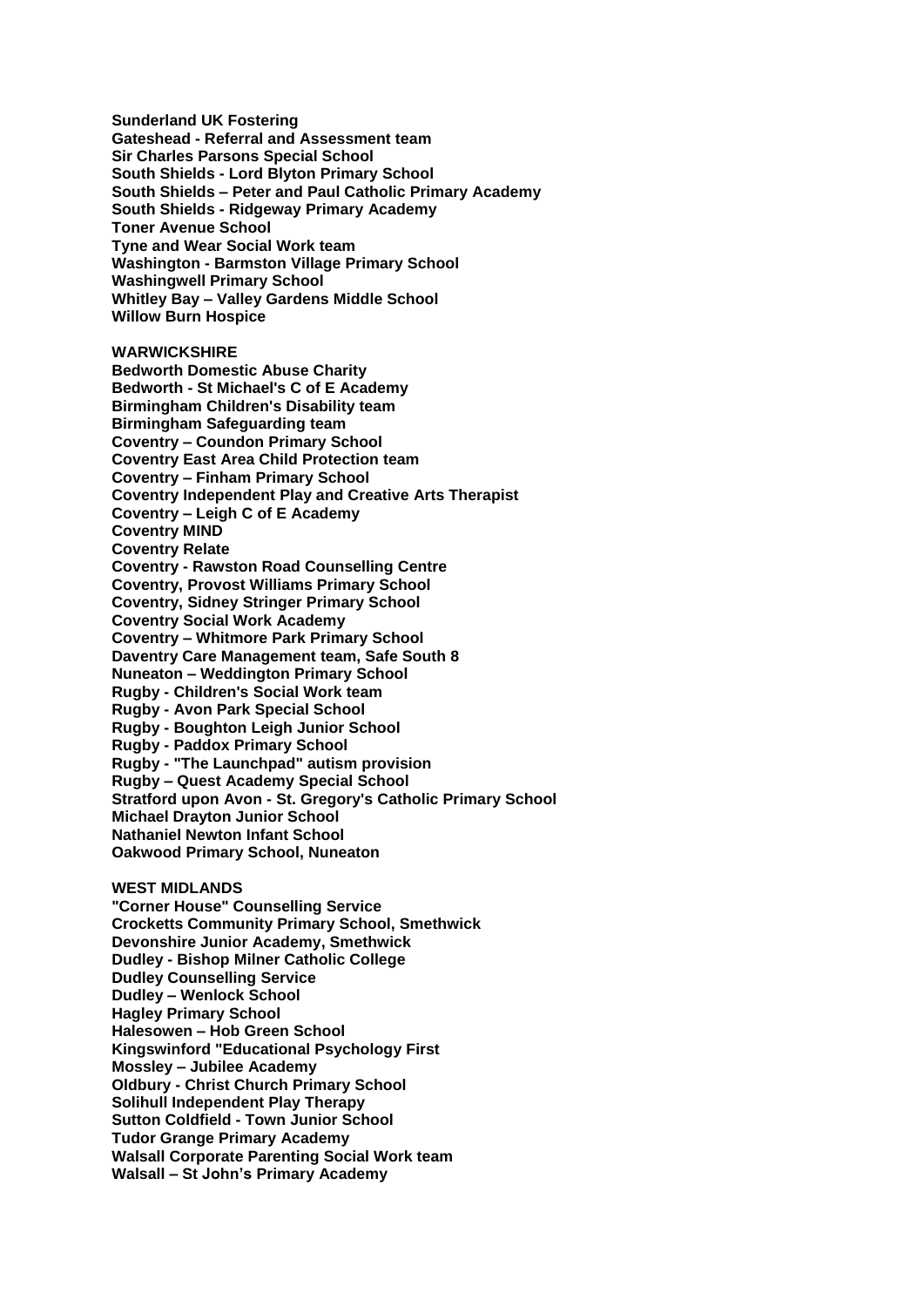**Sunderland UK Fostering**
**Gateshead - Referral and Assessment team**
**Sir Charles Parsons Special School**
**South Shields - Lord Blyton Primary School**
**South Shields – Peter and Paul Catholic Primary Academy**
**South Shields - Ridgeway Primary Academy**
**Toner Avenue School**
**Tyne and Wear Social Work team**
**Washington - Barmston Village Primary School**
**Washingwell Primary School**
**Whitley Bay – Valley Gardens Middle School**
**Willow Burn Hospice**

**WARWICKSHIRE**
**Bedworth Domestic Abuse Charity**
**Bedworth - St Michael's C of E Academy**
**Birmingham Children's Disability team**
**Birmingham Safeguarding team**
**Coventry – Coundon Primary School**
**Coventry East Area Child Protection team**
**Coventry – Finham Primary School**
**Coventry Independent Play and Creative Arts Therapist**
**Coventry – Leigh C of E Academy**
**Coventry MIND**
**Coventry Relate**
**Coventry - Rawston Road Counselling Centre**
**Coventry, Provost Williams Primary School**
**Coventry, Sidney Stringer Primary School**
**Coventry Social Work Academy**
**Coventry – Whitmore Park Primary School**
**Daventry Care Management team, Safe South 8**
**Nuneaton – Weddington Primary School**
**Rugby - Children's Social Work team**
**Rugby - Avon Park Special School**
**Rugby - Boughton Leigh Junior School**
**Rugby - Paddox Primary School**
**Rugby - "The Launchpad" autism provision**
**Rugby – Quest Academy Special School**
**Stratford upon Avon - St. Gregory's Catholic Primary School**
**Michael Drayton Junior School**
**Nathaniel Newton Infant School**
**Oakwood Primary School, Nuneaton**

**WEST MIDLANDS**
**"Corner House" Counselling Service**
**Crocketts Community Primary School, Smethwick**
**Devonshire Junior Academy, Smethwick**
**Dudley - Bishop Milner Catholic College**
**Dudley Counselling Service**
**Dudley – Wenlock School**
**Hagley Primary School**
**Halesowen – Hob Green School**
**Kingswinford "Educational Psychology First**
**Mossley – Jubilee Academy**
**Oldbury - Christ Church Primary School**
**Solihull Independent Play Therapy**
**Sutton Coldfield - Town Junior School**
**Tudor Grange Primary Academy**
**Walsall Corporate Parenting Social Work team**
**Walsall – St John's Primary Academy**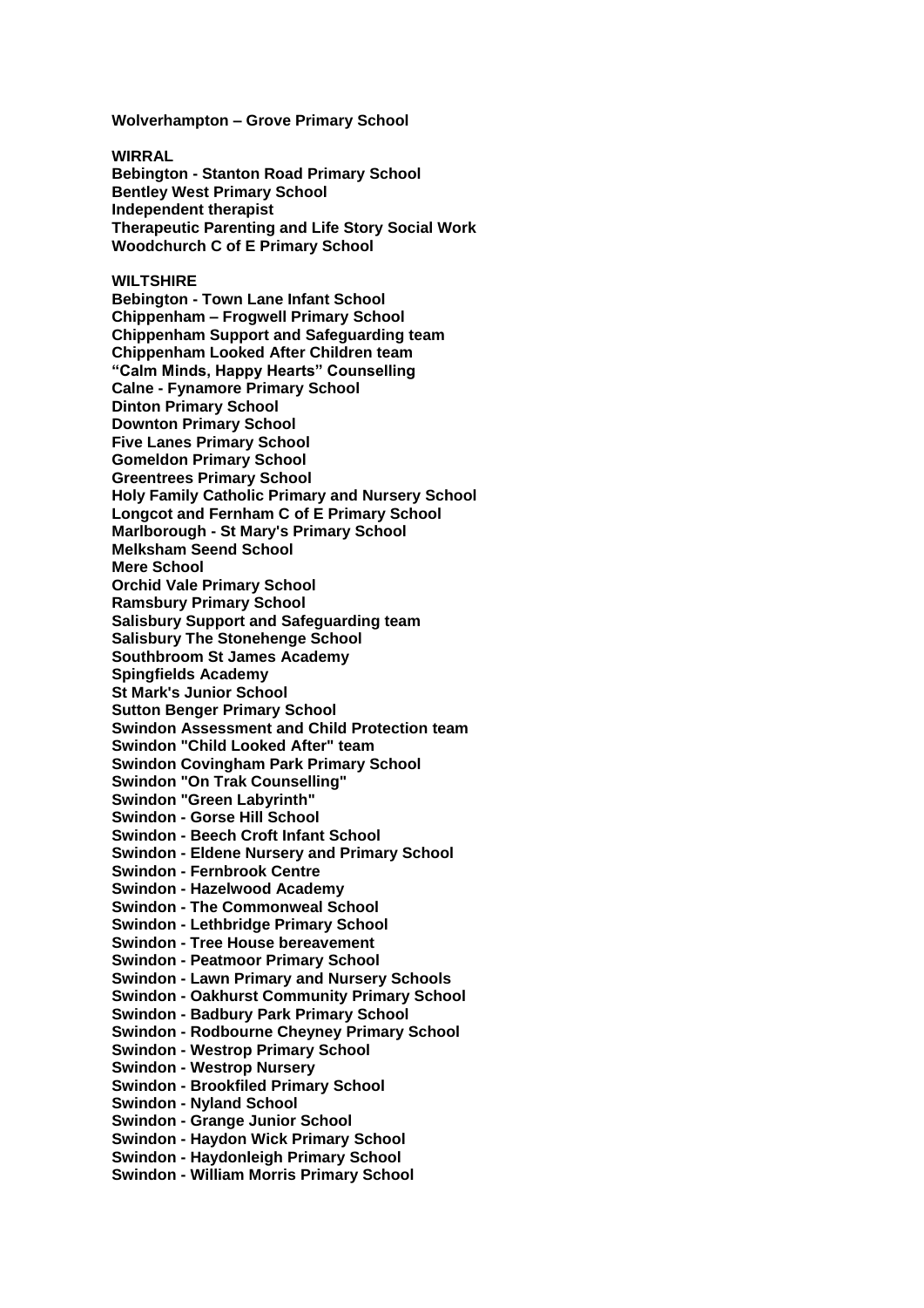**Wolverhampton – Grove Primary School**

**WIRRAL**

**Bebington - Stanton Road Primary School**
**Bentley West Primary School**
**Independent therapist**
**Therapeutic Parenting and Life Story Social Work**
**Woodchurch C of E Primary School**

**WILTSHIRE**

**Bebington - Town Lane Infant School**
**Chippenham – Frogwell Primary School**
**Chippenham Support and Safeguarding team**
**Chippenham Looked After Children team**
**"Calm Minds, Happy Hearts" Counselling**
**Calne - Fynamore Primary School**
**Dinton Primary School**
**Downton Primary School**
**Five Lanes Primary School**
**Gomeldon Primary School**
**Greentrees Primary School**
**Holy Family Catholic Primary and Nursery School**
**Longcot and Fernham C of E Primary School**
**Marlborough - St Mary's Primary School**
**Melksham Seend School**
**Mere School**
**Orchid Vale Primary School**
**Ramsbury Primary School**
**Salisbury Support and Safeguarding team**
**Salisbury The Stonehenge School**
**Southbroom St James Academy**
**Spingfields Academy**
**St Mark's Junior School**
**Sutton Benger Primary School**
**Swindon Assessment and Child Protection team**
**Swindon "Child Looked After" team**
**Swindon Covingham Park Primary School**
**Swindon "On Trak Counselling"**
**Swindon "Green Labyrinth"**
**Swindon - Gorse Hill School**
**Swindon - Beech Croft Infant School**
**Swindon - Eldene Nursery and Primary School**
**Swindon - Fernbrook Centre**
**Swindon - Hazelwood Academy**
**Swindon - The Commonweal School**
**Swindon - Lethbridge Primary School**
**Swindon - Tree House bereavement**
**Swindon - Peatmoor Primary School**
**Swindon - Lawn Primary and Nursery Schools**
**Swindon - Oakhurst Community Primary School**
**Swindon - Badbury Park Primary School**
**Swindon - Rodbourne Cheyney Primary School**
**Swindon - Westrop Primary School**
**Swindon - Westrop Nursery**
**Swindon - Brookfiled Primary School**
**Swindon - Nyland School**
**Swindon - Grange Junior School**
**Swindon - Haydon Wick Primary School**
**Swindon - Haydonleigh Primary School**
**Swindon - William Morris Primary School**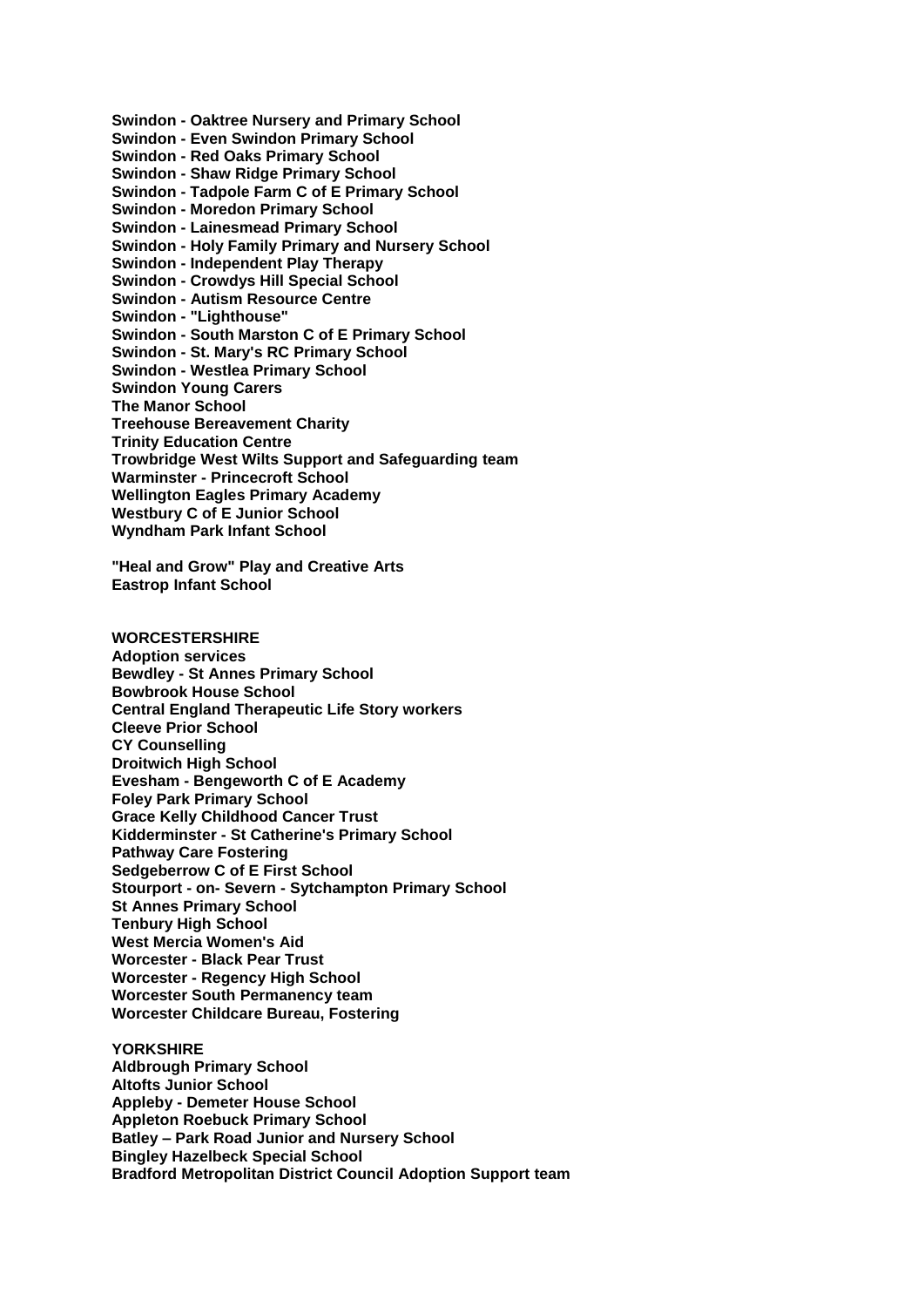**Swindon - Oaktree Nursery and Primary School**
**Swindon - Even Swindon Primary School**
**Swindon - Red Oaks Primary School**
**Swindon - Shaw Ridge Primary School**
**Swindon - Tadpole Farm C of E Primary School**
**Swindon - Moredon Primary School**
**Swindon - Lainesmead Primary School**
**Swindon - Holy Family Primary and Nursery School**
**Swindon - Independent Play Therapy**
**Swindon - Crowdys Hill Special School**
**Swindon - Autism Resource Centre**
**Swindon - "Lighthouse"**
**Swindon - South Marston C of E Primary School**
**Swindon - St. Mary's RC Primary School**
**Swindon - Westlea Primary School**
**Swindon Young Carers**
**The Manor School**
**Treehouse Bereavement Charity**
**Trinity Education Centre**
**Trowbridge West Wilts Support and Safeguarding team**
**Warminster - Princecroft School**
**Wellington Eagles Primary Academy**
**Westbury C of E Junior School**
**Wyndham Park Infant School**

**"Heal and Grow" Play and Creative Arts**
**Eastrop Infant School**

**WORCESTERSHIRE**
**Adoption services**
**Bewdley - St Annes Primary School**
**Bowbrook House School**
**Central England Therapeutic Life Story workers**
**Cleeve Prior School**
**CY Counselling**
**Droitwich High School**
**Evesham - Bengeworth C of E Academy**
**Foley Park Primary School**
**Grace Kelly Childhood Cancer Trust**
**Kidderminster - St Catherine's Primary School**
**Pathway Care Fostering**
**Sedgeberrow C of E First School**
**Stourport - on- Severn - Sytchampton Primary School**
**St Annes Primary School**
**Tenbury High School**
**West Mercia Women's Aid**
**Worcester - Black Pear Trust**
**Worcester - Regency High School**
**Worcester South Permanency team**
**Worcester Childcare Bureau, Fostering**

**YORKSHIRE**
**Aldbrough Primary School**
**Altofts Junior School**
**Appleby - Demeter House School**
**Appleton Roebuck Primary School**
**Batley – Park Road Junior and Nursery School**
**Bingley Hazelbeck Special School**
**Bradford Metropolitan District Council Adoption Support team**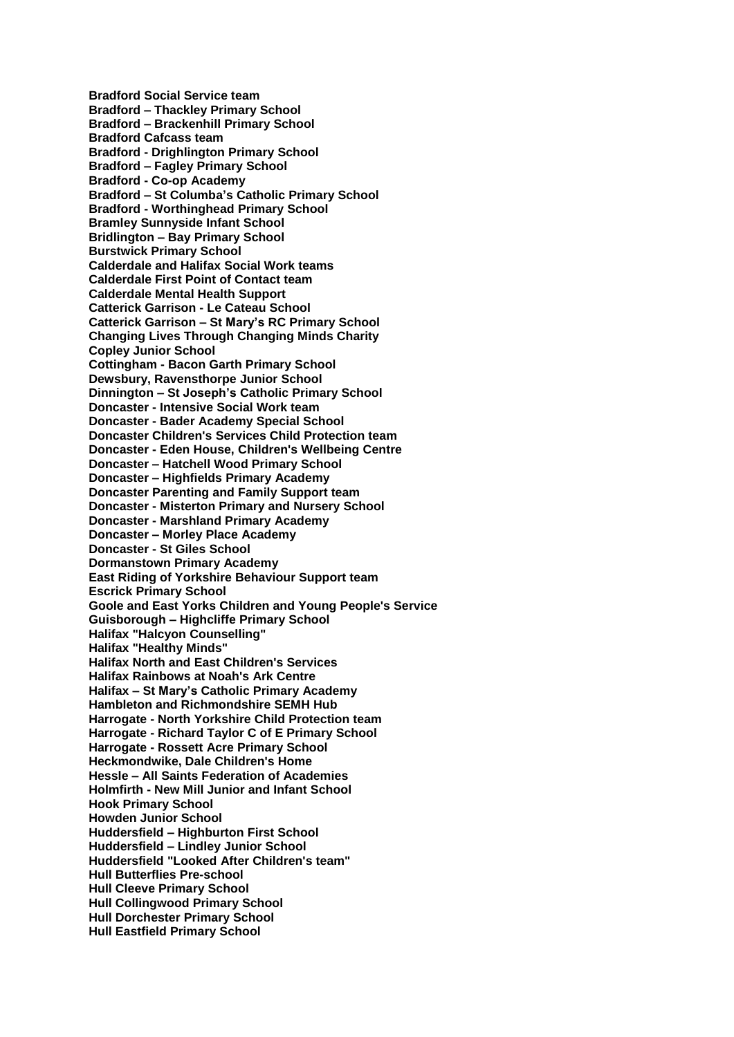**Bradford Social Service team**
**Bradford – Thackley Primary School**
**Bradford – Brackenhill Primary School**
**Bradford Cafcass team**
**Bradford - Drighlington Primary School**
**Bradford – Fagley Primary School**
**Bradford - Co-op Academy**
**Bradford – St Columba's Catholic Primary School**
**Bradford - Worthinghead Primary School**
**Bramley Sunnyside Infant School**
**Bridlington – Bay Primary School**
**Burstwick Primary School**
**Calderdale and Halifax Social Work teams**
**Calderdale First Point of Contact team**
**Calderdale Mental Health Support**
**Catterick Garrison - Le Cateau School**
**Catterick Garrison – St Mary's RC Primary School**
**Changing Lives Through Changing Minds Charity**
**Copley Junior School**
**Cottingham - Bacon Garth Primary School**
**Dewsbury, Ravensthorpe Junior School**
**Dinnington – St Joseph's Catholic Primary School**
**Doncaster - Intensive Social Work team**
**Doncaster - Bader Academy Special School**
**Doncaster Children's Services Child Protection team**
**Doncaster - Eden House, Children's Wellbeing Centre**
**Doncaster – Hatchell Wood Primary School**
**Doncaster – Highfields Primary Academy**
**Doncaster Parenting and Family Support team**
**Doncaster - Misterton Primary and Nursery School**
**Doncaster - Marshland Primary Academy**
**Doncaster – Morley Place Academy**
**Doncaster - St Giles School**
**Dormanstown Primary Academy**
**East Riding of Yorkshire Behaviour Support team**
**Escrick Primary School**
**Goole and East Yorks Children and Young People's Service**
**Guisborough – Highcliffe Primary School**
**Halifax "Halcyon Counselling"**
**Halifax "Healthy Minds"**
**Halifax North and East Children's Services**
**Halifax Rainbows at Noah's Ark Centre**
**Halifax – St Mary's Catholic Primary Academy**
**Hambleton and Richmondshire SEMH Hub**
**Harrogate - North Yorkshire Child Protection team**
**Harrogate - Richard Taylor C of E Primary School**
**Harrogate - Rossett Acre Primary School**
**Heckmondwike, Dale Children's Home**
**Hessle – All Saints Federation of Academies**
**Holmfirth - New Mill Junior and Infant School**
**Hook Primary School**
**Howden Junior School**
**Huddersfield – Highburton First School**
**Huddersfield – Lindley Junior School**
**Huddersfield "Looked After Children's team"**
**Hull Butterflies Pre-school**
**Hull Cleeve Primary School**
**Hull Collingwood Primary School**
**Hull Dorchester Primary School**
**Hull Eastfield Primary School**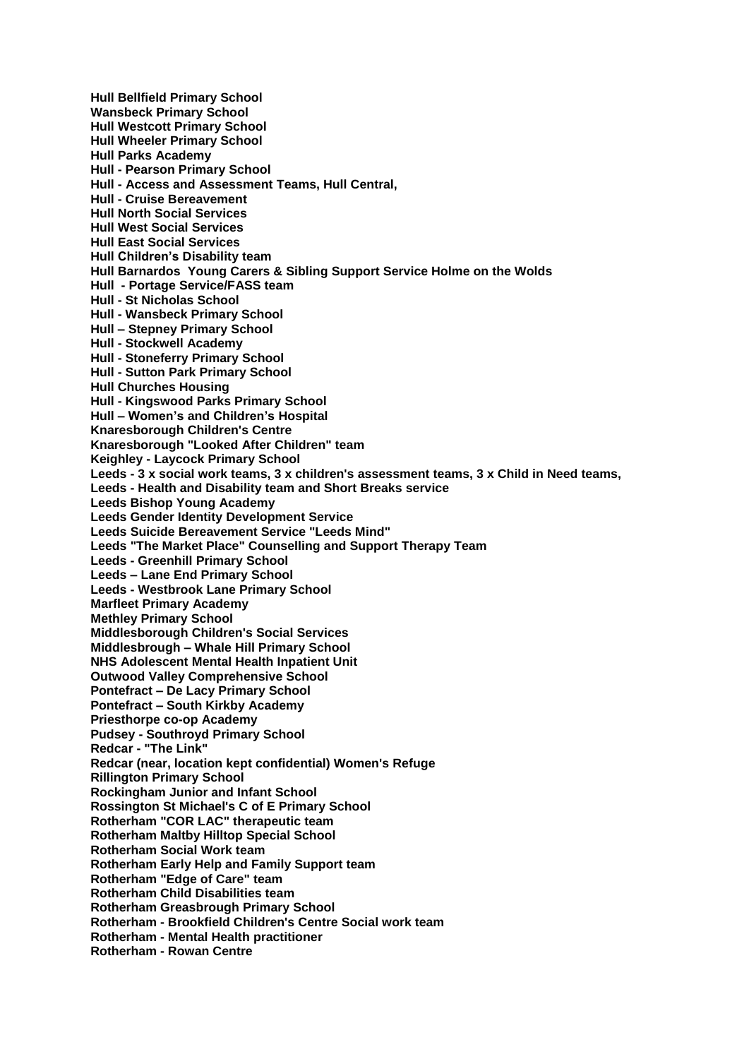**Hull Bellfield Primary School**
**Wansbeck Primary School**
**Hull Westcott Primary School**
**Hull Wheeler Primary School**
**Hull Parks Academy**
**Hull - Pearson Primary School**
**Hull - Access and Assessment Teams, Hull Central,**
**Hull - Cruise Bereavement**
**Hull North Social Services**
**Hull West Social Services**
**Hull East Social Services**
**Hull Children's Disability team**
**Hull Barnardos Young Carers & Sibling Support Service Holme on the Wolds**
**Hull - Portage Service/FASS team**
**Hull - St Nicholas School**
**Hull - Wansbeck Primary School**
**Hull – Stepney Primary School**
**Hull - Stockwell Academy**
**Hull - Stoneferry Primary School**
**Hull - Sutton Park Primary School**
**Hull Churches Housing**
**Hull - Kingswood Parks Primary School**
**Hull – Women's and Children's Hospital**
**Knaresborough Children's Centre**
**Knaresborough "Looked After Children" team**
**Keighley - Laycock Primary School**
**Leeds - 3 x social work teams, 3 x children's assessment teams, 3 x Child in Need teams,**
**Leeds - Health and Disability team and Short Breaks service**
**Leeds Bishop Young Academy**
**Leeds Gender Identity Development Service**
**Leeds Suicide Bereavement Service "Leeds Mind"**
**Leeds "The Market Place" Counselling and Support Therapy Team**
**Leeds - Greenhill Primary School**
**Leeds – Lane End Primary School**
**Leeds - Westbrook Lane Primary School**
**Marfleet Primary Academy**
**Methley Primary School**
**Middlesborough Children's Social Services**
**Middlesbrough – Whale Hill Primary School**
**NHS Adolescent Mental Health Inpatient Unit**
**Outwood Valley Comprehensive School**
**Pontefract – De Lacy Primary School**
**Pontefract – South Kirkby Academy**
**Priesthorpe co-op Academy**
**Pudsey - Southroyd Primary School**
**Redcar - "The Link"**
**Redcar (near, location kept confidential) Women's Refuge**
**Rillington Primary School**
**Rockingham Junior and Infant School**
**Rossington St Michael's C of E Primary School**
**Rotherham "COR LAC" therapeutic team**
**Rotherham Maltby Hilltop Special School**
**Rotherham Social Work team**
**Rotherham Early Help and Family Support team**
**Rotherham "Edge of Care" team**
**Rotherham Child Disabilities team**
**Rotherham Greasbrough Primary School**
**Rotherham - Brookfield Children's Centre Social work team**
**Rotherham - Mental Health practitioner**
**Rotherham - Rowan Centre**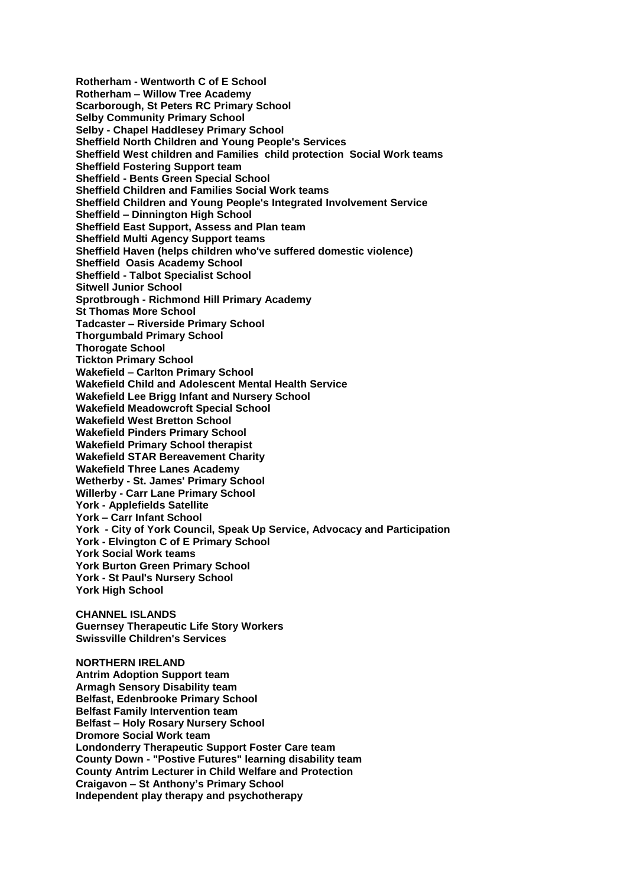**Rotherham - Wentworth C of E School**
**Rotherham – Willow Tree Academy**
**Scarborough, St Peters RC Primary School**
**Selby Community Primary School**
**Selby - Chapel Haddlesey Primary School**
**Sheffield North Children and Young People's Services**
**Sheffield West children and Families child protection Social Work teams**
**Sheffield Fostering Support team**
**Sheffield - Bents Green Special School**
**Sheffield Children and Families Social Work teams**
**Sheffield Children and Young People's Integrated Involvement Service**
**Sheffield – Dinnington High School**
**Sheffield East Support, Assess and Plan team**
**Sheffield Multi Agency Support teams**
**Sheffield Haven (helps children who've suffered domestic violence)**
**Sheffield Oasis Academy School**
**Sheffield - Talbot Specialist School**
**Sitwell Junior School**
**Sprotbrough - Richmond Hill Primary Academy**
**St Thomas More School**
**Tadcaster – Riverside Primary School**
**Thorgumbald Primary School**
**Thorogate School**
**Tickton Primary School**
**Wakefield – Carlton Primary School**
**Wakefield Child and Adolescent Mental Health Service**
**Wakefield Lee Brigg Infant and Nursery School**
**Wakefield Meadowcroft Special School**
**Wakefield West Bretton School**
**Wakefield Pinders Primary School**
**Wakefield Primary School therapist**
**Wakefield STAR Bereavement Charity**
**Wakefield Three Lanes Academy**
**Wetherby - St. James' Primary School**
**Willerby - Carr Lane Primary School**
**York - Applefields Satellite**
**York – Carr Infant School**
**York - City of York Council, Speak Up Service, Advocacy and Participation**
**York - Elvington C of E Primary School**
**York Social Work teams**
**York Burton Green Primary School**
**York - St Paul's Nursery School**
**York High School**

**CHANNEL ISLANDS**
**Guernsey Therapeutic Life Story Workers**
**Swissville Children's Services**

**NORTHERN IRELAND**
**Antrim Adoption Support team**
**Armagh Sensory Disability team**
**Belfast, Edenbrooke Primary School**
**Belfast Family Intervention team**
**Belfast – Holy Rosary Nursery School**
**Dromore Social Work team**
**Londonderry Therapeutic Support Foster Care team**
**County Down - "Postive Futures" learning disability team**
**County Antrim Lecturer in Child Welfare and Protection**
**Craigavon – St Anthony's Primary School**
**Independent play therapy and psychotherapy**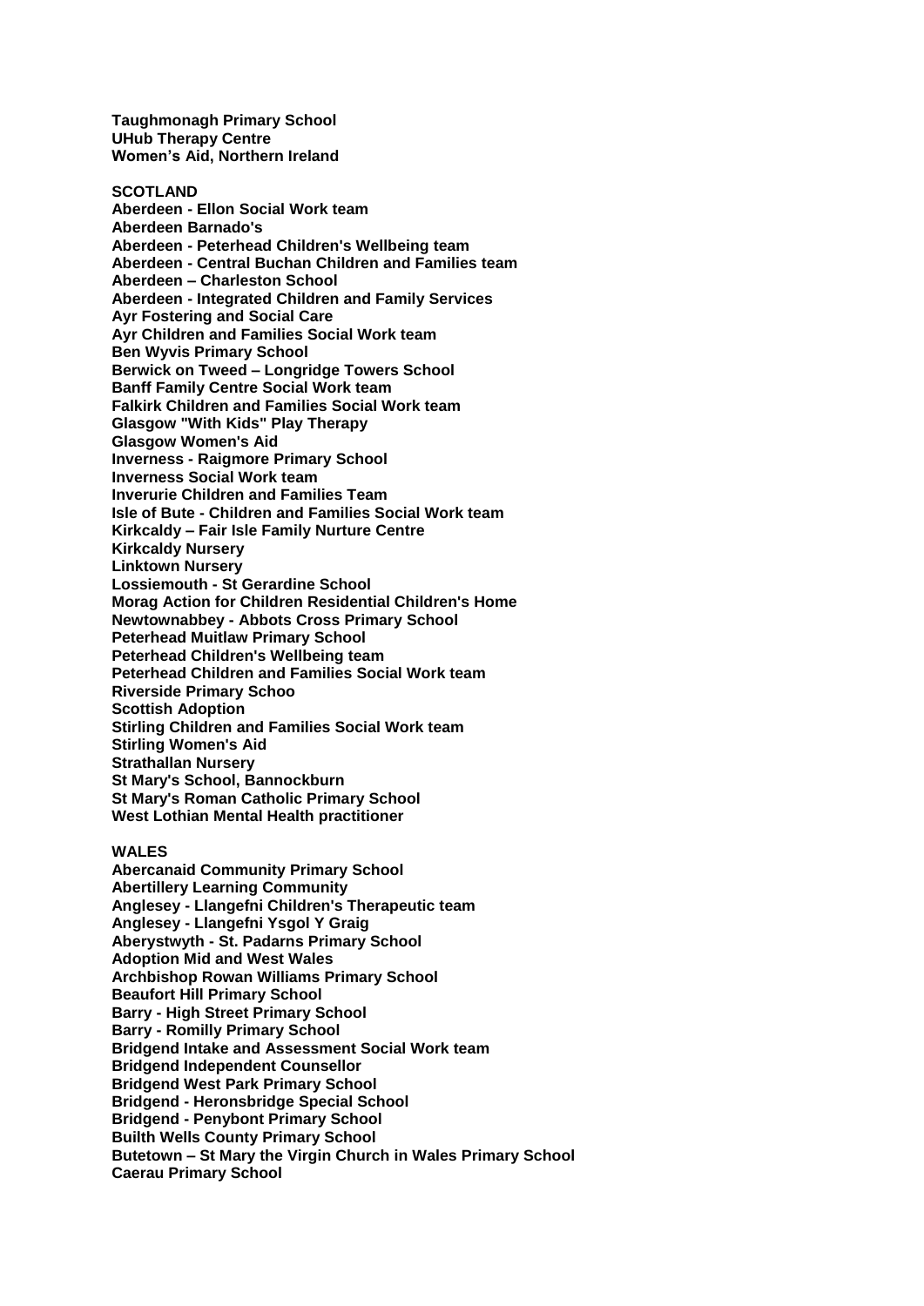**Taughmonagh Primary School**
**UHub Therapy Centre**
**Women's Aid, Northern Ireland**

**SCOTLAND**

**Aberdeen - Ellon Social Work team**
**Aberdeen Barnado's**
**Aberdeen - Peterhead Children's Wellbeing team**
**Aberdeen - Central Buchan Children and Families team**
**Aberdeen – Charleston School**
**Aberdeen - Integrated Children and Family Services**
**Ayr Fostering and Social Care**
**Ayr Children and Families Social Work team**
**Ben Wyvis Primary School**
**Berwick on Tweed – Longridge Towers School**
**Banff Family Centre Social Work team**
**Falkirk Children and Families Social Work team**
**Glasgow "With Kids" Play Therapy**
**Glasgow Women's Aid**
**Inverness - Raigmore Primary School**
**Inverness Social Work team**
**Inverurie Children and Families Team**
**Isle of Bute - Children and Families Social Work team**
**Kirkcaldy – Fair Isle Family Nurture Centre**
**Kirkcaldy Nursery**
**Linktown Nursery**
**Lossiemouth - St Gerardine School**
**Morag Action for Children Residential Children's Home**
**Newtownabbey - Abbots Cross Primary School**
**Peterhead Muitlaw Primary School**
**Peterhead Children's Wellbeing team**
**Peterhead Children and Families Social Work team**
**Riverside Primary Schoo**
**Scottish Adoption**
**Stirling Children and Families Social Work team**
**Stirling Women's Aid**
**Strathallan Nursery**
**St Mary's School, Bannockburn**
**St Mary's Roman Catholic Primary School**
**West Lothian Mental Health practitioner**

**WALES**

**Abercanaid Community Primary School**
**Abertillery Learning Community**
**Anglesey - Llangefni Children's Therapeutic team**
**Anglesey - Llangefni Ysgol Y Graig**
**Aberystwyth - St. Padarns Primary School**
**Adoption Mid and West Wales**
**Archbishop Rowan Williams Primary School**
**Beaufort Hill Primary School**
**Barry - High Street Primary School**
**Barry - Romilly Primary School**
**Bridgend Intake and Assessment Social Work team**
**Bridgend Independent Counsellor**
**Bridgend West Park Primary School**
**Bridgend - Heronsbridge Special School**
**Bridgend - Penybont Primary School**
**Builth Wells County Primary School**
**Butetown – St Mary the Virgin Church in Wales Primary School**
**Caerau Primary School**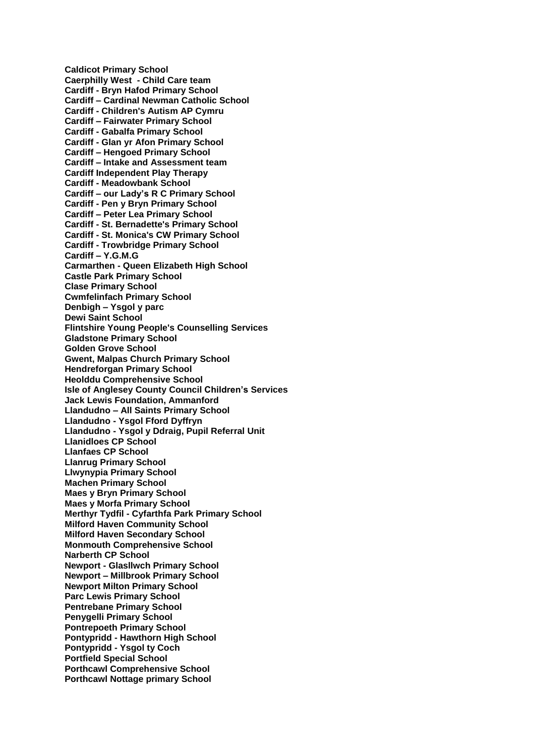**Caldicot Primary School**
**Caerphilly West  - Child Care team**
**Cardiff - Bryn Hafod Primary School**
**Cardiff – Cardinal Newman Catholic School**
**Cardiff - Children's Autism AP Cymru**
**Cardiff – Fairwater Primary School**
**Cardiff - Gabalfa Primary School**
**Cardiff - Glan yr Afon Primary School**
**Cardiff – Hengoed Primary School**
**Cardiff – Intake and Assessment team**
**Cardiff Independent Play Therapy**
**Cardiff - Meadowbank School**
**Cardiff – our Lady's R C Primary School**
**Cardiff - Pen y Bryn Primary School**
**Cardiff – Peter Lea Primary School**
**Cardiff - St. Bernadette's Primary School**
**Cardiff - St. Monica's CW Primary School**
**Cardiff - Trowbridge Primary School**
**Cardiff – Y.G.M.G**
**Carmarthen - Queen Elizabeth High School**
**Castle Park Primary School**
**Clase Primary School**
**Cwmfelinfach Primary School**
**Denbigh – Ysgol y parc**
**Dewi Saint School**
**Flintshire Young People's Counselling Services**
**Gladstone Primary School**
**Golden Grove School**
**Gwent, Malpas Church Primary School**
**Hendreforgan Primary School**
**Heolddu Comprehensive School**
**Isle of Anglesey County Council Children's Services**
**Jack Lewis Foundation, Ammanford**
**Llandudno – All Saints Primary School**
**Llandudno - Ysgol Fford Dyffryn**
**Llandudno - Ysgol y Ddraig, Pupil Referral Unit**
**Llanidloes CP School**
**Llanfaes CP School**
**Llanrug Primary School**
**Llwynypia Primary School**
**Machen Primary School**
**Maes y Bryn Primary School**
**Maes y Morfa Primary School**
**Merthyr Tydfil - Cyfarthfa Park Primary School**
**Milford Haven Community School**
**Milford Haven Secondary School**
**Monmouth Comprehensive School**
**Narberth CP School**
**Newport - Glasllwch Primary School**
**Newport – Millbrook Primary School**
**Newport Milton Primary School**
**Parc Lewis Primary School**
**Pentrebane Primary School**
**Penygelli Primary School**
**Pontrepoeth Primary School**
**Pontypridd - Hawthorn High School**
**Pontypridd - Ysgol ty Coch**
**Portfield Special School**
**Porthcawl Comprehensive School**
**Porthcawl Nottage primary School**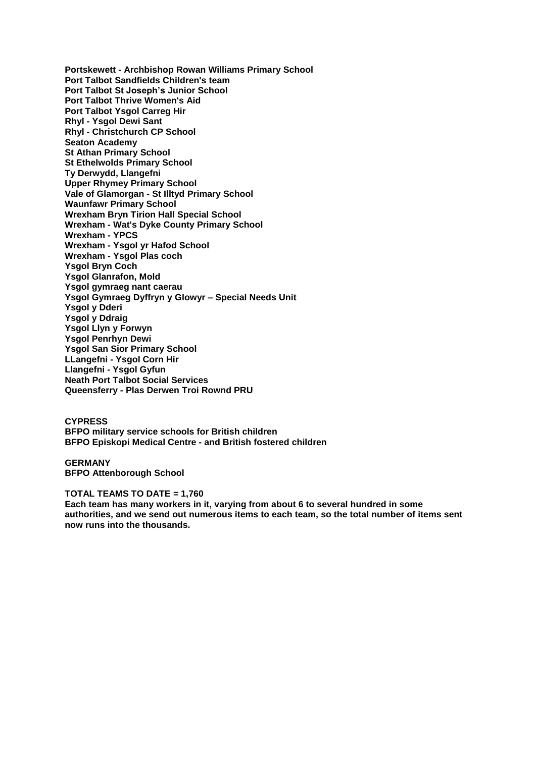**Portskewett - Archbishop Rowan Williams Primary School**
**Port Talbot Sandfields Children's team**
**Port Talbot St Joseph's Junior School**
**Port Talbot Thrive Women's Aid**
**Port Talbot Ysgol Carreg Hir**
**Rhyl - Ysgol Dewi Sant**
**Rhyl - Christchurch CP School**
**Seaton Academy**
**St Athan Primary School**
**St Ethelwolds Primary School**
**Ty Derwydd, Llangefni**
**Upper Rhymey Primary School**
**Vale of Glamorgan - St Illtyd Primary School**
**Waunfawr Primary School**
**Wrexham Bryn Tirion Hall Special School**
**Wrexham - Wat's Dyke County Primary School**
**Wrexham - YPCS**
**Wrexham - Ysgol yr Hafod School**
**Wrexham - Ysgol Plas coch**
**Ysgol Bryn Coch**
**Ysgol Glanrafon, Mold**
**Ysgol gymraeg nant caerau**
**Ysgol Gymraeg Dyffryn y Glowyr – Special Needs Unit**
**Ysgol y Dderi**
**Ysgol y Ddraig**
**Ysgol Llyn y Forwyn**
**Ysgol Penrhyn Dewi**
**Ysgol San Sior Primary School**
**LLangefni - Ysgol Corn Hir**
**Llangefni - Ysgol Gyfun**
**Neath Port Talbot Social Services**
**Queensferry - Plas Derwen Troi Rownd PRU**

**CYPRESS**
**BFPO military service schools for British children**
**BFPO Episkopi Medical Centre - and British fostered children**

**GERMANY**
**BFPO Attenborough School**

**TOTAL TEAMS TO DATE = 1,760**
**Each team has many workers in it, varying from about 6 to several hundred in some authorities, and we send out numerous items to each team, so the total number of items sent now runs into the thousands.**